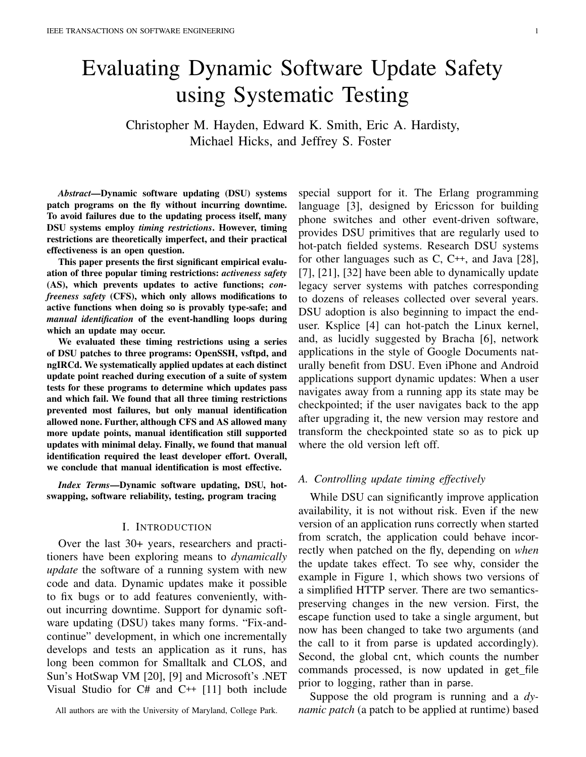# Evaluating Dynamic Software Update Safety using Systematic Testing

Christopher M. Hayden, Edward K. Smith, Eric A. Hardisty, Michael Hicks, and Jeffrey S. Foster

***Abstract*—Dynamic software updating (DSU) systems patch programs on the fly without incurring downtime. To avoid failures due to the updating process itself, many DSU systems employ *timing restrictions*. However, timing restrictions are theoretically imperfect, and their practical effectiveness is an open question.**

**This paper presents the first significant empirical evaluation of three popular timing restrictions: *activeness safety* (AS), which prevents updates to active functions; *con-freeness safety* (CFS), which only allows modifications to active functions when doing so is provably type-safe; and *manual identification* of the event-handling loops during which an update may occur.**

**We evaluated these timing restrictions using a series of DSU patches to three programs: OpenSSH, vsftpd, and ngIRCd. We systematically applied updates at each distinct update point reached during execution of a suite of system tests for these programs to determine which updates pass and which fail. We found that all three timing restrictions prevented most failures, but only manual identification allowed none. Further, although CFS and AS allowed many more update points, manual identification still supported updates with minimal delay. Finally, we found that manual identification required the least developer effort. Overall, we conclude that manual identification is most effective.**

***Index Terms*—Dynamic software updating, DSU, hot-swapping, software reliability, testing, program tracing**

## I. Introduction

Over the last 30+ years, researchers and practitioners have been exploring means to *dynamically update* the software of a running system with new code and data. Dynamic updates make it possible to fix bugs or to add features conveniently, without incurring downtime. Support for dynamic software updating (DSU) takes many forms. "Fix-and-continue" development, in which one incrementally develops and tests an application as it runs, has long been common for Smalltalk and CLOS, and Sun's HotSwap VM [20], [9] and Microsoft's .NET Visual Studio for C# and C++ [11] both include special support for it. The Erlang programming language [3], designed by Ericsson for building phone switches and other event-driven software, provides DSU primitives that are regularly used to hot-patch fielded systems. Research DSU systems for other languages such as C, C++, and Java [28], [7], [21], [32] have been able to dynamically update legacy server systems with patches corresponding to dozens of releases collected over several years. DSU adoption is also beginning to impact the end-user. Ksplice [4] can hot-patch the Linux kernel, and, as lucidly suggested by Bracha [6], network applications in the style of Google Documents naturally benefit from DSU. Even iPhone and Android applications support dynamic updates: When a user navigates away from a running app its state may be checkpointed; if the user navigates back to the app after upgrading it, the new version may restore and transform the checkpointed state so as to pick up where the old version left off.

### A. Controlling update timing effectively

While DSU can significantly improve application availability, it is not without risk. Even if the new version of an application runs correctly when started from scratch, the application could behave incorrectly when patched on the fly, depending on *when* the update takes effect. To see why, consider the example in Figure 1, which shows two versions of a simplified HTTP server. There are two semantics-preserving changes in the new version. First, the escape function used to take a single argument, but now has been changed to take two arguments (and the call to it from parse is updated accordingly). Second, the global cnt, which counts the number commands processed, is now updated in get_file prior to logging, rather than in parse.

Suppose the old program is running and a *dynamic patch* (a patch to be applied at runtime) based

All authors are with the University of Maryland, College Park.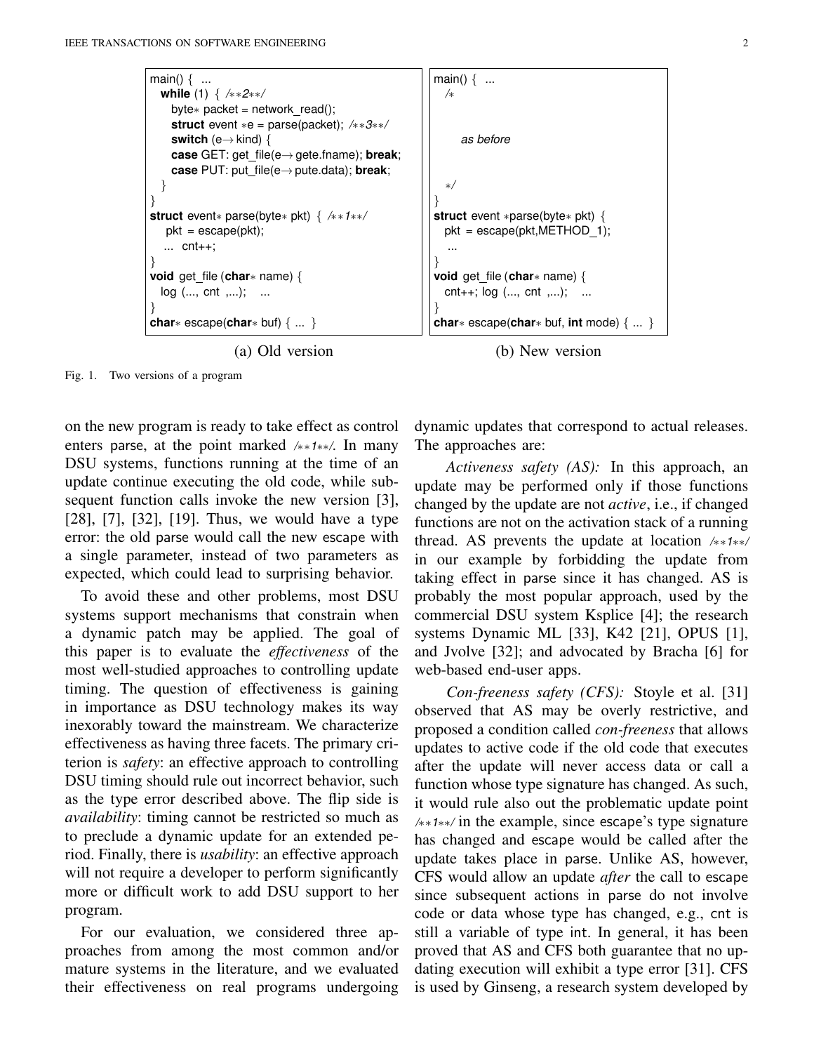```
main() { ...
  while (1) { /**2**/
    byte* packet = network_read();
    struct event *e = parse(packet); /**3**/
    switch (e→kind) {
    case GET: get_file(e→gete.fname); break;
    case PUT: put_file(e→pute.data); break;
  }
}
struct event* parse(byte* pkt) { /**1**/
   pkt = escape(pkt);
  ... cnt++;
}
void get_file (char* name) {
  log (..., cnt ,...);   ...
}
char* escape(char* buf) { ... }
```

(a) Old version

```
main() { ...
  /*

      as before

  */
}
struct event *parse(byte* pkt) {
  pkt = escape(pkt,METHOD_1);
   ...
}
void get_file (char* name) {
  cnt++; log (..., cnt ,...);   ...
}
char* escape(char* buf, int mode) { ... }
```

(b) New version

Fig. 1. Two versions of a program

on the new program is ready to take effect as control enters parse, at the point marked /\*\*1\*\*/. In many DSU systems, functions running at the time of an update continue executing the old code, while subsequent function calls invoke the new version [3], [28], [7], [32], [19]. Thus, we would have a type error: the old parse would call the new escape with a single parameter, instead of two parameters as expected, which could lead to surprising behavior.

To avoid these and other problems, most DSU systems support mechanisms that constrain when a dynamic patch may be applied. The goal of this paper is to evaluate the *effectiveness* of the most well-studied approaches to controlling update timing. The question of effectiveness is gaining in importance as DSU technology makes its way inexorably toward the mainstream. We characterize effectiveness as having three facets. The primary criterion is *safety*: an effective approach to controlling DSU timing should rule out incorrect behavior, such as the type error described above. The flip side is *availability*: timing cannot be restricted so much as to preclude a dynamic update for an extended period. Finally, there is *usability*: an effective approach will not require a developer to perform significantly more or difficult work to add DSU support to her program.

For our evaluation, we considered three approaches from among the most common and/or mature systems in the literature, and we evaluated their effectiveness on real programs undergoing dynamic updates that correspond to actual releases. The approaches are:

*Activeness safety (AS):* In this approach, an update may be performed only if those functions changed by the update are not *active*, i.e., if changed functions are not on the activation stack of a running thread. AS prevents the update at location /\*\*1\*\*/ in our example by forbidding the update from taking effect in parse since it has changed. AS is probably the most popular approach, used by the commercial DSU system Ksplice [4]; the research systems Dynamic ML [33], K42 [21], OPUS [1], and Jvolve [32]; and advocated by Bracha [6] for web-based end-user apps.

*Con-freeness safety (CFS):* Stoyle et al. [31] observed that AS may be overly restrictive, and proposed a condition called *con-freeness* that allows updates to active code if the old code that executes after the update will never access data or call a function whose type signature has changed. As such, it would rule also out the problematic update point /\*\*1\*\*/ in the example, since escape's type signature has changed and escape would be called after the update takes place in parse. Unlike AS, however, CFS would allow an update *after* the call to escape since subsequent actions in parse do not involve code or data whose type has changed, e.g., cnt is still a variable of type int. In general, it has been proved that AS and CFS both guarantee that no updating execution will exhibit a type error [31]. CFS is used by Ginseng, a research system developed by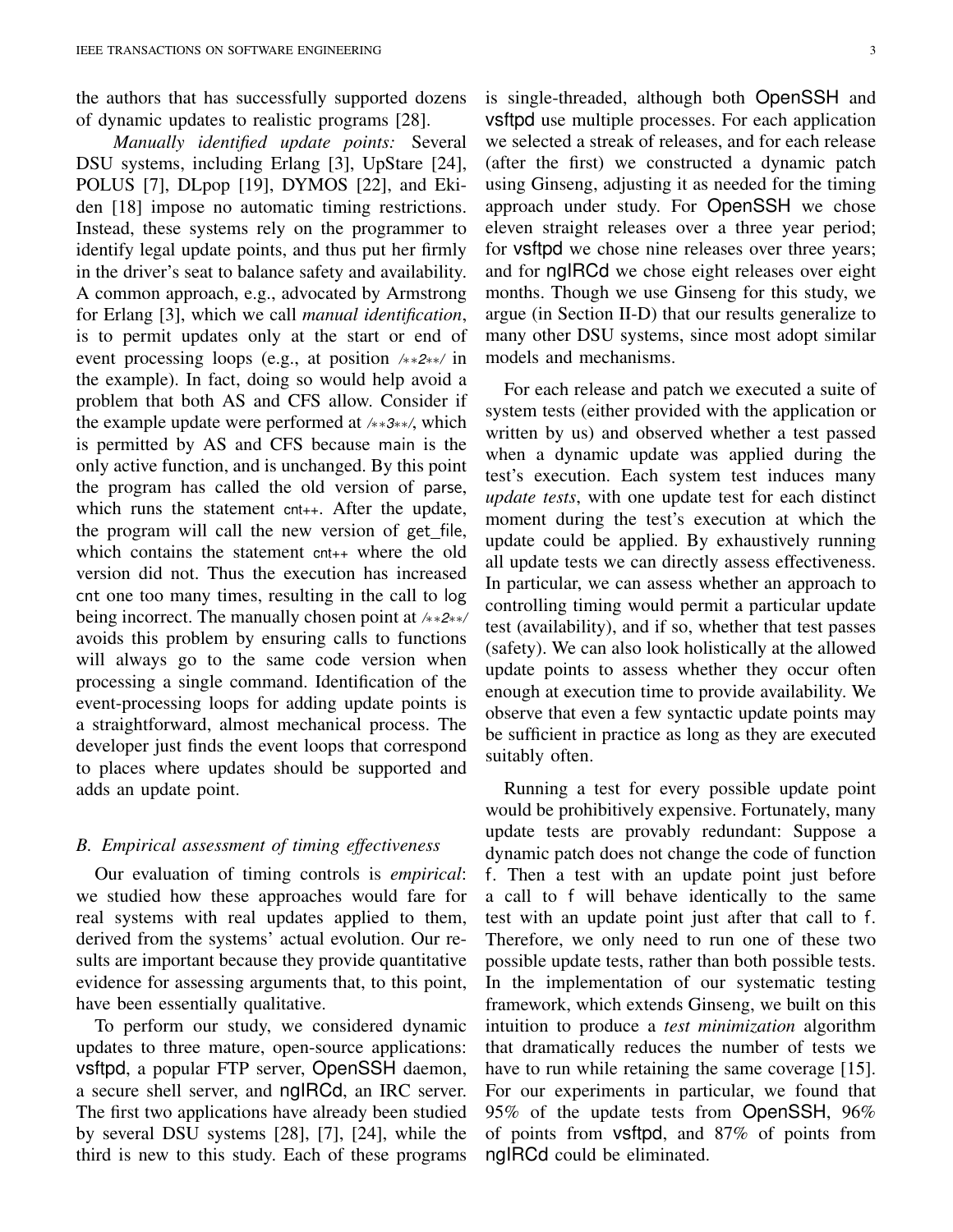the authors that has successfully supported dozens of dynamic updates to realistic programs [28].

*Manually identified update points:* Several DSU systems, including Erlang [3], UpStare [24], POLUS [7], DLpop [19], DYMOS [22], and Ekiden [18] impose no automatic timing restrictions. Instead, these systems rely on the programmer to identify legal update points, and thus put her firmly in the driver's seat to balance safety and availability. A common approach, e.g., advocated by Armstrong for Erlang [3], which we call *manual identification*, is to permit updates only at the start or end of event processing loops (e.g., at position `/**2**/` in the example). In fact, doing so would help avoid a problem that both AS and CFS allow. Consider if the example update were performed at `/**3**/`, which is permitted by AS and CFS because `main` is the only active function, and is unchanged. By this point the program has called the old version of `parse`, which runs the statement `cnt++`. After the update, the program will call the new version of `get_file`, which contains the statement `cnt++` where the old version did not. Thus the execution has increased `cnt` one too many times, resulting in the call to `log` being incorrect. The manually chosen point at `/**2**/` avoids this problem by ensuring calls to functions will always go to the same code version when processing a single command. Identification of the event-processing loops for adding update points is a straightforward, almost mechanical process. The developer just finds the event loops that correspond to places where updates should be supported and adds an update point.

### B. Empirical assessment of timing effectiveness

Our evaluation of timing controls is *empirical*: we studied how these approaches would fare for real systems with real updates applied to them, derived from the systems' actual evolution. Our results are important because they provide quantitative evidence for assessing arguments that, to this point, have been essentially qualitative.

To perform our study, we considered dynamic updates to three mature, open-source applications: vsftpd, a popular FTP server, OpenSSH daemon, a secure shell server, and ngIRCd, an IRC server. The first two applications have already been studied by several DSU systems [28], [7], [24], while the third is new to this study. Each of these programs is single-threaded, although both OpenSSH and vsftpd use multiple processes. For each application we selected a streak of releases, and for each release (after the first) we constructed a dynamic patch using Ginseng, adjusting it as needed for the timing approach under study. For OpenSSH we chose eleven straight releases over a three year period; for vsftpd we chose nine releases over three years; and for ngIRCd we chose eight releases over eight months. Though we use Ginseng for this study, we argue (in Section II-D) that our results generalize to many other DSU systems, since most adopt similar models and mechanisms.

For each release and patch we executed a suite of system tests (either provided with the application or written by us) and observed whether a test passed when a dynamic update was applied during the test's execution. Each system test induces many *update tests*, with one update test for each distinct moment during the test's execution at which the update could be applied. By exhaustively running all update tests we can directly assess effectiveness. In particular, we can assess whether an approach to controlling timing would permit a particular update test (availability), and if so, whether that test passes (safety). We can also look holistically at the allowed update points to assess whether they occur often enough at execution time to provide availability. We observe that even a few syntactic update points may be sufficient in practice as long as they are executed suitably often.

Running a test for every possible update point would be prohibitively expensive. Fortunately, many update tests are provably redundant: Suppose a dynamic patch does not change the code of function `f`. Then a test with an update point just before a call to `f` will behave identically to the same test with an update point just after that call to `f`. Therefore, we only need to run one of these two possible update tests, rather than both possible tests. In the implementation of our systematic testing framework, which extends Ginseng, we built on this intuition to produce a *test minimization* algorithm that dramatically reduces the number of tests we have to run while retaining the same coverage [15]. For our experiments in particular, we found that 95% of the update tests from OpenSSH, 96% of points from vsftpd, and 87% of points from ngIRCd could be eliminated.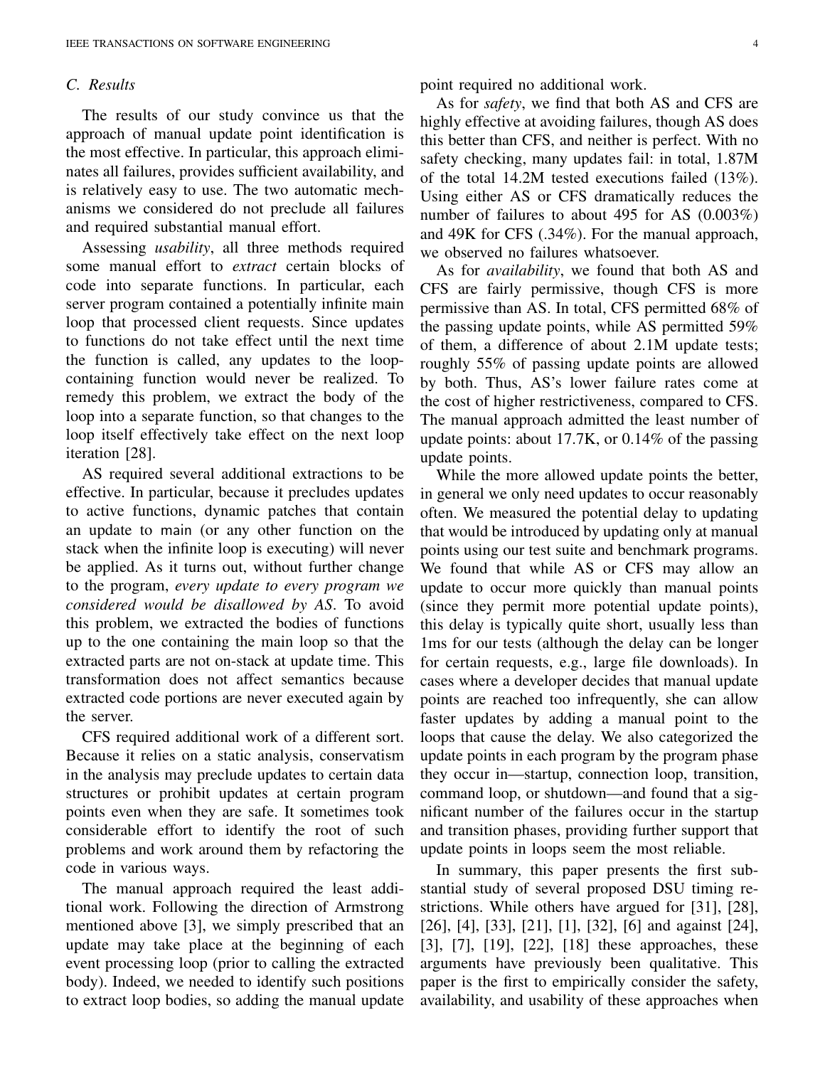### C. Results

The results of our study convince us that the approach of manual update point identification is the most effective. In particular, this approach eliminates all failures, provides sufficient availability, and is relatively easy to use. The two automatic mechanisms we considered do not preclude all failures and required substantial manual effort.

Assessing *usability*, all three methods required some manual effort to *extract* certain blocks of code into separate functions. In particular, each server program contained a potentially infinite main loop that processed client requests. Since updates to functions do not take effect until the next time the function is called, any updates to the loop-containing function would never be realized. To remedy this problem, we extract the body of the loop into a separate function, so that changes to the loop itself effectively take effect on the next loop iteration [28].

AS required several additional extractions to be effective. In particular, because it precludes updates to active functions, dynamic patches that contain an update to main (or any other function on the stack when the infinite loop is executing) will never be applied. As it turns out, without further change to the program, *every update to every program we considered would be disallowed by AS*. To avoid this problem, we extracted the bodies of functions up to the one containing the main loop so that the extracted parts are not on-stack at update time. This transformation does not affect semantics because extracted code portions are never executed again by the server.

CFS required additional work of a different sort. Because it relies on a static analysis, conservatism in the analysis may preclude updates to certain data structures or prohibit updates at certain program points even when they are safe. It sometimes took considerable effort to identify the root of such problems and work around them by refactoring the code in various ways.

The manual approach required the least additional work. Following the direction of Armstrong mentioned above [3], we simply prescribed that an update may take place at the beginning of each event processing loop (prior to calling the extracted body). Indeed, we needed to identify such positions to extract loop bodies, so adding the manual update point required no additional work.

As for *safety*, we find that both AS and CFS are highly effective at avoiding failures, though AS does this better than CFS, and neither is perfect. With no safety checking, many updates fail: in total, 1.87M of the total 14.2M tested executions failed (13%). Using either AS or CFS dramatically reduces the number of failures to about 495 for AS (0.003%) and 49K for CFS (.34%). For the manual approach, we observed no failures whatsoever.

As for *availability*, we found that both AS and CFS are fairly permissive, though CFS is more permissive than AS. In total, CFS permitted 68% of the passing update points, while AS permitted 59% of them, a difference of about 2.1M update tests; roughly 55% of passing update points are allowed by both. Thus, AS's lower failure rates come at the cost of higher restrictiveness, compared to CFS. The manual approach admitted the least number of update points: about 17.7K, or 0.14% of the passing update points.

While the more allowed update points the better, in general we only need updates to occur reasonably often. We measured the potential delay to updating that would be introduced by updating only at manual points using our test suite and benchmark programs. We found that while AS or CFS may allow an update to occur more quickly than manual points (since they permit more potential update points), this delay is typically quite short, usually less than 1ms for our tests (although the delay can be longer for certain requests, e.g., large file downloads). In cases where a developer decides that manual update points are reached too infrequently, she can allow faster updates by adding a manual point to the loops that cause the delay. We also categorized the update points in each program by the program phase they occur in—startup, connection loop, transition, command loop, or shutdown—and found that a significant number of the failures occur in the startup and transition phases, providing further support that update points in loops seem the most reliable.

In summary, this paper presents the first substantial study of several proposed DSU timing restrictions. While others have argued for [31], [28], [26], [4], [33], [21], [1], [32], [6] and against [24], [3], [7], [19], [22], [18] these approaches, these arguments have previously been qualitative. This paper is the first to empirically consider the safety, availability, and usability of these approaches when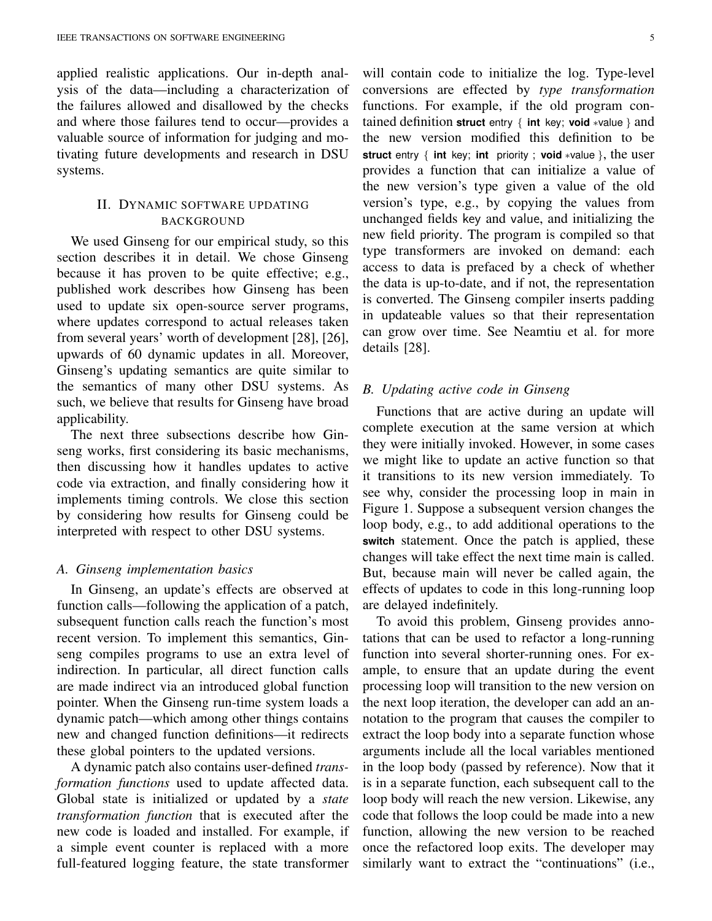applied realistic applications. Our in-depth analysis of the data—including a characterization of the failures allowed and disallowed by the checks and where those failures tend to occur—provides a valuable source of information for judging and motivating future developments and research in DSU systems.

## II. Dynamic software updating background

We used Ginseng for our empirical study, so this section describes it in detail. We chose Ginseng because it has proven to be quite effective; e.g., published work describes how Ginseng has been used to update six open-source server programs, where updates correspond to actual releases taken from several years' worth of development [28], [26], upwards of 60 dynamic updates in all. Moreover, Ginseng's updating semantics are quite similar to the semantics of many other DSU systems. As such, we believe that results for Ginseng have broad applicability.

The next three subsections describe how Ginseng works, first considering its basic mechanisms, then discussing how it handles updates to active code via extraction, and finally considering how it implements timing controls. We close this section by considering how results for Ginseng could be interpreted with respect to other DSU systems.

### A. Ginseng implementation basics

In Ginseng, an update's effects are observed at function calls—following the application of a patch, subsequent function calls reach the function's most recent version. To implement this semantics, Ginseng compiles programs to use an extra level of indirection. In particular, all direct function calls are made indirect via an introduced global function pointer. When the Ginseng run-time system loads a dynamic patch—which among other things contains new and changed function definitions—it redirects these global pointers to the updated versions.

A dynamic patch also contains user-defined *transformation functions* used to update affected data. Global state is initialized or updated by a *state transformation function* that is executed after the new code is loaded and installed. For example, if a simple event counter is replaced with a more full-featured logging feature, the state transformer will contain code to initialize the log. Type-level conversions are effected by *type transformation* functions. For example, if the old program contained definition `struct entry { int key; void *value }` and the new version modified this definition to be `struct entry { int key; int priority ; void *value }`, the user provides a function that can initialize a value of the new version's type given a value of the old version's type, e.g., by copying the values from unchanged fields `key` and `value`, and initializing the new field `priority`. The program is compiled so that type transformers are invoked on demand: each access to data is prefaced by a check of whether the data is up-to-date, and if not, the representation is converted. The Ginseng compiler inserts padding in updateable values so that their representation can grow over time. See Neamtiu et al. for more details [28].

### B. Updating active code in Ginseng

Functions that are active during an update will complete execution at the same version at which they were initially invoked. However, in some cases we might like to update an active function so that it transitions to its new version immediately. To see why, consider the processing loop in `main` in Figure 1. Suppose a subsequent version changes the loop body, e.g., to add additional operations to the `switch` statement. Once the patch is applied, these changes will take effect the next time `main` is called. But, because `main` will never be called again, the effects of updates to code in this long-running loop are delayed indefinitely.

To avoid this problem, Ginseng provides annotations that can be used to refactor a long-running function into several shorter-running ones. For example, to ensure that an update during the event processing loop will transition to the new version on the next loop iteration, the developer can add an annotation to the program that causes the compiler to extract the loop body into a separate function whose arguments include all the local variables mentioned in the loop body (passed by reference). Now that it is in a separate function, each subsequent call to the loop body will reach the new version. Likewise, any code that follows the loop could be made into a new function, allowing the new version to be reached once the refactored loop exits. The developer may similarly want to extract the "continuations" (i.e.,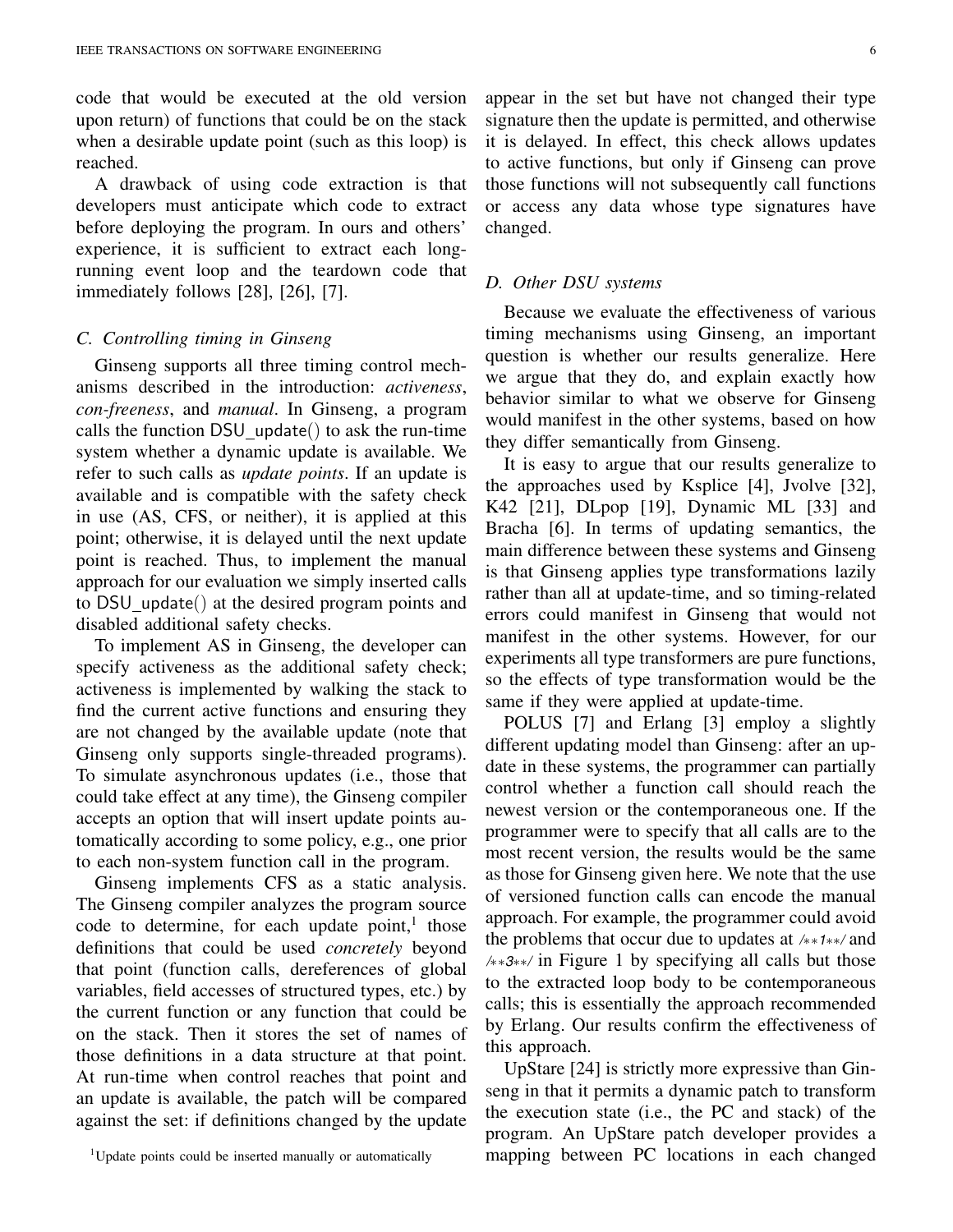code that would be executed at the old version upon return) of functions that could be on the stack when a desirable update point (such as this loop) is reached.

A drawback of using code extraction is that developers must anticipate which code to extract before deploying the program. In ours and others' experience, it is sufficient to extract each long-running event loop and the teardown code that immediately follows [28], [26], [7].

### C. Controlling timing in Ginseng

Ginseng supports all three timing control mechanisms described in the introduction: *activeness*, *con-freeness*, and *manual*. In Ginseng, a program calls the function `DSU_update()` to ask the run-time system whether a dynamic update is available. We refer to such calls as *update points*. If an update is available and is compatible with the safety check in use (AS, CFS, or neither), it is applied at this point; otherwise, it is delayed until the next update point is reached. Thus, to implement the manual approach for our evaluation we simply inserted calls to `DSU_update()` at the desired program points and disabled additional safety checks.

To implement AS in Ginseng, the developer can specify activeness as the additional safety check; activeness is implemented by walking the stack to find the current active functions and ensuring they are not changed by the available update (note that Ginseng only supports single-threaded programs). To simulate asynchronous updates (i.e., those that could take effect at any time), the Ginseng compiler accepts an option that will insert update points automatically according to some policy, e.g., one prior to each non-system function call in the program.

Ginseng implements CFS as a static analysis. The Ginseng compiler analyzes the program source code to determine, for each update point,[1] those definitions that could be used *concretely* beyond that point (function calls, dereferences of global variables, field accesses of structured types, etc.) by the current function or any function that could be on the stack. Then it stores the set of names of those definitions in a data structure at that point. At run-time when control reaches that point and an update is available, the patch will be compared against the set: if definitions changed by the update appear in the set but have not changed their type signature then the update is permitted, and otherwise it is delayed. In effect, this check allows updates to active functions, but only if Ginseng can prove those functions will not subsequently call functions or access any data whose type signatures have changed.

[1] Update points could be inserted manually or automatically

### D. Other DSU systems

Because we evaluate the effectiveness of various timing mechanisms using Ginseng, an important question is whether our results generalize. Here we argue that they do, and explain exactly how behavior similar to what we observe for Ginseng would manifest in the other systems, based on how they differ semantically from Ginseng.

It is easy to argue that our results generalize to the approaches used by Ksplice [4], Jvolve [32], K42 [21], DLpop [19], Dynamic ML [33] and Bracha [6]. In terms of updating semantics, the main difference between these systems and Ginseng is that Ginseng applies type transformations lazily rather than all at update-time, and so timing-related errors could manifest in Ginseng that would not manifest in the other systems. However, for our experiments all type transformers are pure functions, so the effects of type transformation would be the same if they were applied at update-time.

POLUS [7] and Erlang [3] employ a slightly different updating model than Ginseng: after an update in these systems, the programmer can partially control whether a function call should reach the newest version or the contemporaneous one. If the programmer were to specify that all calls are to the most recent version, the results would be the same as those for Ginseng given here. We note that the use of versioned function calls can encode the manual approach. For example, the programmer could avoid the problems that occur due to updates at `/**1**/` and `/**3**/` in Figure 1 by specifying all calls but those to the extracted loop body to be contemporaneous calls; this is essentially the approach recommended by Erlang. Our results confirm the effectiveness of this approach.

UpStare [24] is strictly more expressive than Ginseng in that it permits a dynamic patch to transform the execution state (i.e., the PC and stack) of the program. An UpStare patch developer provides a mapping between PC locations in each changed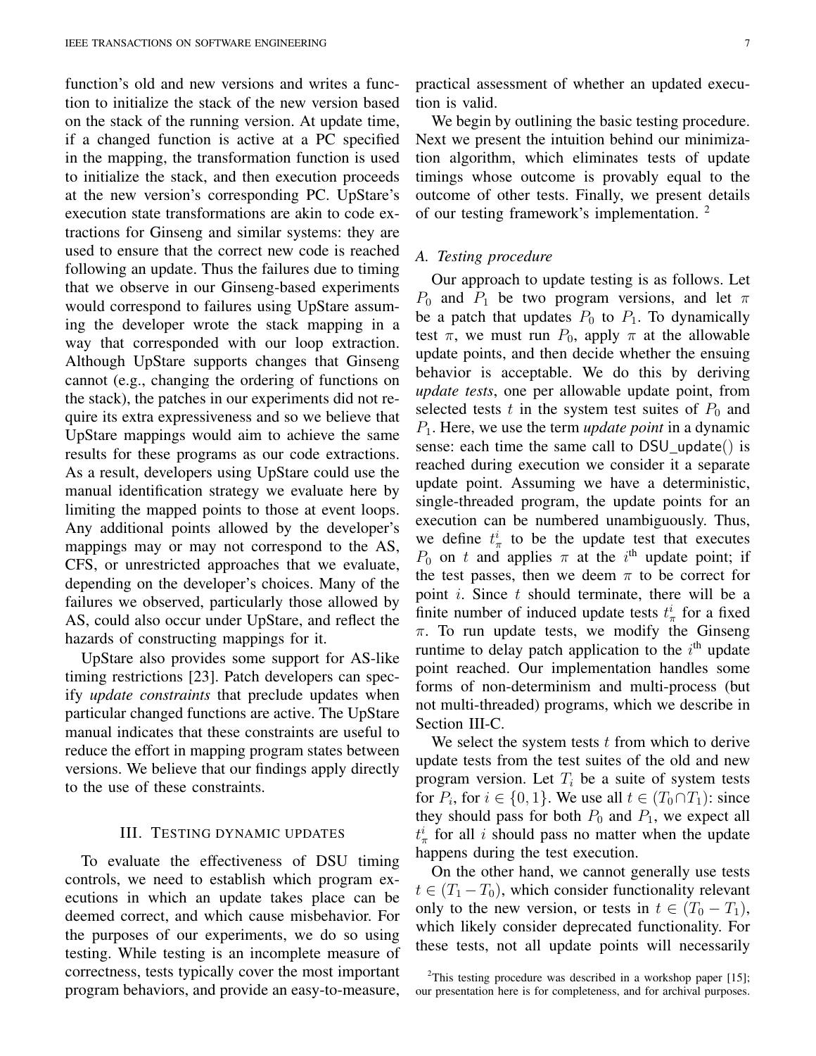function's old and new versions and writes a function to initialize the stack of the new version based on the stack of the running version. At update time, if a changed function is active at a PC specified in the mapping, the transformation function is used to initialize the stack, and then execution proceeds at the new version's corresponding PC. UpStare's execution state transformations are akin to code extractions for Ginseng and similar systems: they are used to ensure that the correct new code is reached following an update. Thus the failures due to timing that we observe in our Ginseng-based experiments would correspond to failures using UpStare assuming the developer wrote the stack mapping in a way that corresponded with our loop extraction. Although UpStare supports changes that Ginseng cannot (e.g., changing the ordering of functions on the stack), the patches in our experiments did not require its extra expressiveness and so we believe that UpStare mappings would aim to achieve the same results for these programs as our code extractions. As a result, developers using UpStare could use the manual identification strategy we evaluate here by limiting the mapped points to those at event loops. Any additional points allowed by the developer's mappings may or may not correspond to the AS, CFS, or unrestricted approaches that we evaluate, depending on the developer's choices. Many of the failures we observed, particularly those allowed by AS, could also occur under UpStare, and reflect the hazards of constructing mappings for it.

UpStare also provides some support for AS-like timing restrictions [23]. Patch developers can specify *update constraints* that preclude updates when particular changed functions are active. The UpStare manual indicates that these constraints are useful to reduce the effort in mapping program states between versions. We believe that our findings apply directly to the use of these constraints.

## III. Testing dynamic updates

To evaluate the effectiveness of DSU timing controls, we need to establish which program executions in which an update takes place can be deemed correct, and which cause misbehavior. For the purposes of our experiments, we do so using testing. While testing is an incomplete measure of correctness, tests typically cover the most important program behaviors, and provide an easy-to-measure, practical assessment of whether an updated execution is valid.

We begin by outlining the basic testing procedure. Next we present the intuition behind our minimization algorithm, which eliminates tests of update timings whose outcome is provably equal to the outcome of other tests. Finally, we present details of our testing framework's implementation. [2]

### A. Testing procedure

Our approach to update testing is as follows. Let $P_0$ and $P_1$ be two program versions, and let $\pi$ be a patch that updates $P_0$ to $P_1$. To dynamically test $\pi$, we must run $P_0$, apply $\pi$ at the allowable update points, and then decide whether the ensuing behavior is acceptable. We do this by deriving *update tests*, one per allowable update point, from selected tests $t$ in the system test suites of $P_0$ and $P_1$. Here, we use the term *update point* in a dynamic sense: each time the same call to DSU_update() is reached during execution we consider it a separate update point. Assuming we have a deterministic, single-threaded program, the update points for an execution can be numbered unambiguously. Thus, we define $t^i_\pi$ to be the update test that executes $P_0$ on $t$ and applies $\pi$ at the $i^{\text{th}}$ update point; if the test passes, then we deem $\pi$ to be correct for point $i$. Since $t$ should terminate, there will be a finite number of induced update tests $t^i_\pi$ for a fixed $\pi$. To run update tests, we modify the Ginseng runtime to delay patch application to the $i^{\text{th}}$ update point reached. Our implementation handles some forms of non-determinism and multi-process (but not multi-threaded) programs, which we describe in Section III-C.

We select the system tests $t$ from which to derive update tests from the test suites of the old and new program version. Let $T_i$ be a suite of system tests for $P_i$, for $i \in \{0, 1\}$. We use all $t \in (T_0 \cap T_1)$: since they should pass for both $P_0$ and $P_1$, we expect all $t^i_\pi$ for all $i$ should pass no matter when the update happens during the test execution.

On the other hand, we cannot generally use tests $t \in (T_1 - T_0)$, which consider functionality relevant only to the new version, or tests in $t \in (T_0 - T_1)$, which likely consider deprecated functionality. For these tests, not all update points will necessarily

[2] This testing procedure was described in a workshop paper [15]; our presentation here is for completeness, and for archival purposes.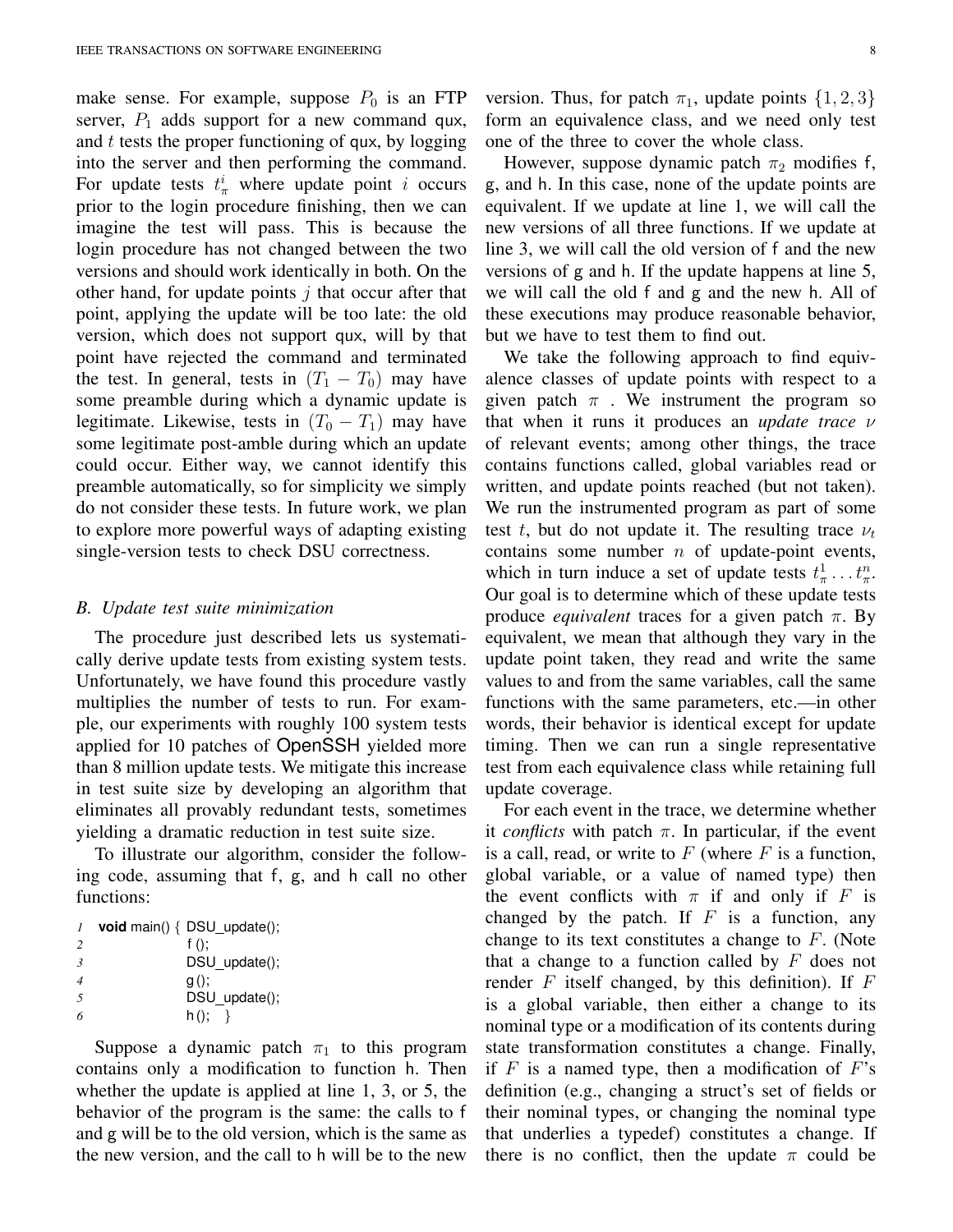make sense. For example, suppose $P_0$ is an FTP server, $P_1$ adds support for a new command qux, and $t$ tests the proper functioning of qux, by logging into the server and then performing the command. For update tests $t^i_\pi$ where update point $i$ occurs prior to the login procedure finishing, then we can imagine the test will pass. This is because the login procedure has not changed between the two versions and should work identically in both. On the other hand, for update points $j$ that occur after that point, applying the update will be too late: the old version, which does not support qux, will by that point have rejected the command and terminated the test. In general, tests in $(T_1 - T_0)$ may have some preamble during which a dynamic update is legitimate. Likewise, tests in $(T_0 - T_1)$ may have some legitimate post-amble during which an update could occur. Either way, we cannot identify this preamble automatically, so for simplicity we simply do not consider these tests. In future work, we plan to explore more powerful ways of adapting existing single-version tests to check DSU correctness.

### B. Update test suite minimization

The procedure just described lets us systematically derive update tests from existing system tests. Unfortunately, we have found this procedure vastly multiplies the number of tests to run. For example, our experiments with roughly 100 system tests applied for 10 patches of OpenSSH yielded more than 8 million update tests. We mitigate this increase in test suite size by developing an algorithm that eliminates all provably redundant tests, sometimes yielding a dramatic reduction in test suite size.

To illustrate our algorithm, consider the following code, assuming that f, g, and h call no other functions:

```
1  void main() { DSU_update();
2                f ();
3                DSU_update();
4                g ();
5                DSU_update();
6                h ();   }
```

Suppose a dynamic patch $\pi_1$ to this program contains only a modification to function h. Then whether the update is applied at line 1, 3, or 5, the behavior of the program is the same: the calls to f and g will be to the old version, which is the same as the new version, and the call to h will be to the new version. Thus, for patch $\pi_1$, update points $\{1, 2, 3\}$ form an equivalence class, and we need only test one of the three to cover the whole class.

However, suppose dynamic patch $\pi_2$ modifies f, g, and h. In this case, none of the update points are equivalent. If we update at line 1, we will call the new versions of all three functions. If we update at line 3, we will call the old version of f and the new versions of g and h. If the update happens at line 5, we will call the old f and g and the new h. All of these executions may produce reasonable behavior, but we have to test them to find out.

We take the following approach to find equivalence classes of update points with respect to a given patch $\pi$ . We instrument the program so that when it runs it produces an *update trace* $\nu$ of relevant events; among other things, the trace contains functions called, global variables read or written, and update points reached (but not taken). We run the instrumented program as part of some test $t$, but do not update it. The resulting trace $\nu_t$ contains some number $n$ of update-point events, which in turn induce a set of update tests $t^1_\pi \dots t^n_\pi$. Our goal is to determine which of these update tests produce *equivalent* traces for a given patch $\pi$. By equivalent, we mean that although they vary in the update point taken, they read and write the same values to and from the same variables, call the same functions with the same parameters, etc.—in other words, their behavior is identical except for update timing. Then we can run a single representative test from each equivalence class while retaining full update coverage.

For each event in the trace, we determine whether it *conflicts* with patch $\pi$. In particular, if the event is a call, read, or write to $F$ (where $F$ is a function, global variable, or a value of named type) then the event conflicts with $\pi$ if and only if $F$ is changed by the patch. If $F$ is a function, any change to its text constitutes a change to $F$. (Note that a change to a function called by $F$ does not render $F$ itself changed, by this definition). If $F$ is a global variable, then either a change to its nominal type or a modification of its contents during state transformation constitutes a change. Finally, if $F$ is a named type, then a modification of $F$'s definition (e.g., changing a struct's set of fields or their nominal types, or changing the nominal type that underlies a typedef) constitutes a change. If there is no conflict, then the update $\pi$ could be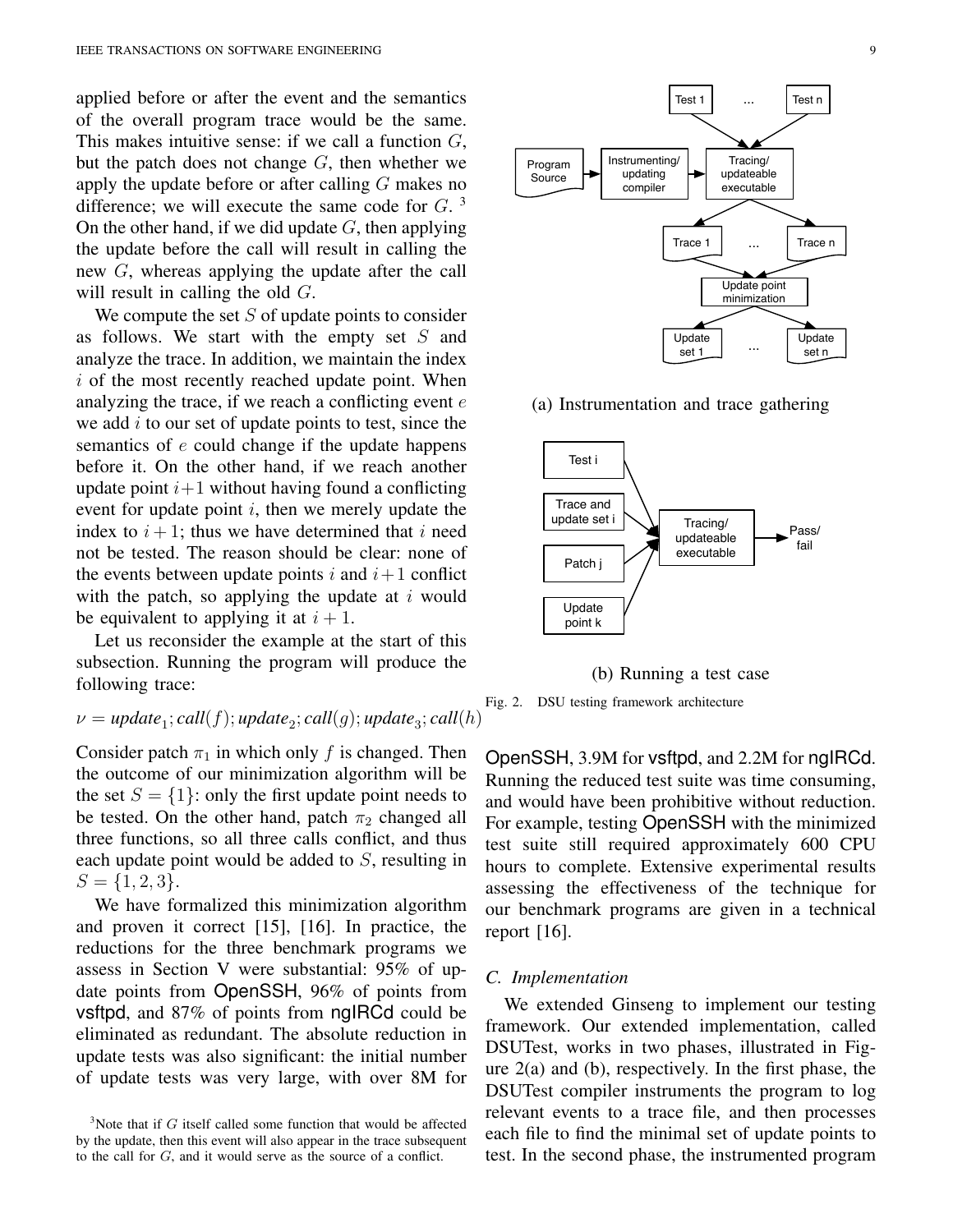applied before or after the event and the semantics of the overall program trace would be the same. This makes intuitive sense: if we call a function $G$, but the patch does not change $G$, then whether we apply the update before or after calling $G$ makes no difference; we will execute the same code for $G$. [3] On the other hand, if we did update $G$, then applying the update before the call will result in calling the new $G$, whereas applying the update after the call will result in calling the old $G$.

We compute the set $S$ of update points to consider as follows. We start with the empty set $S$ and analyze the trace. In addition, we maintain the index $i$ of the most recently reached update point. When analyzing the trace, if we reach a conflicting event $e$ we add $i$ to our set of update points to test, since the semantics of $e$ could change if the update happens before it. On the other hand, if we reach another update point $i+1$ without having found a conflicting event for update point $i$, then we merely update the index to $i+1$; thus we have determined that $i$ need not be tested. The reason should be clear: none of the events between update points $i$ and $i+1$ conflict with the patch, so applying the update at $i$ would be equivalent to applying it at $i+1$.

Let us reconsider the example at the start of this subsection. Running the program will produce the following trace:

$$\nu = \mathit{update}_1; \mathit{call}(f); \mathit{update}_2; \mathit{call}(g); \mathit{update}_3; \mathit{call}(h)$$

Consider patch $\pi_1$ in which only $f$ is changed. Then the outcome of our minimization algorithm will be the set $S = \{1\}$: only the first update point needs to be tested. On the other hand, patch $\pi_2$ changed all three functions, so all three calls conflict, and thus each update point would be added to $S$, resulting in $S = \{1, 2, 3\}$.

We have formalized this minimization algorithm and proven it correct [15], [16]. In practice, the reductions for the three benchmark programs we assess in Section V were substantial: 95% of update points from OpenSSH, 96% of points from vsftpd, and 87% of points from ngIRCd could be eliminated as redundant. The absolute reduction in update tests was also significant: the initial number of update tests was very large, with over 8M for OpenSSH, 3.9M for vsftpd, and 2.2M for ngIRCd. Running the reduced test suite was time consuming, and would have been prohibitive without reduction. For example, testing OpenSSH with the minimized test suite still required approximately 600 CPU hours to complete. Extensive experimental results assessing the effectiveness of the technique for our benchmark programs are given in a technical report [16].

[3] Note that if $G$ itself called some function that would be affected by the update, then this event will also appear in the trace subsequent to the call for $G$, and it would serve as the source of a conflict.

(a) Instrumentation and trace gathering

(b) Running a test case

Fig. 2. DSU testing framework architecture

### C. Implementation

We extended Ginseng to implement our testing framework. Our extended implementation, called DSUTest, works in two phases, illustrated in Figure 2(a) and (b), respectively. In the first phase, the DSUTest compiler instruments the program to log relevant events to a trace file, and then processes each file to find the minimal set of update points to test. In the second phase, the instrumented program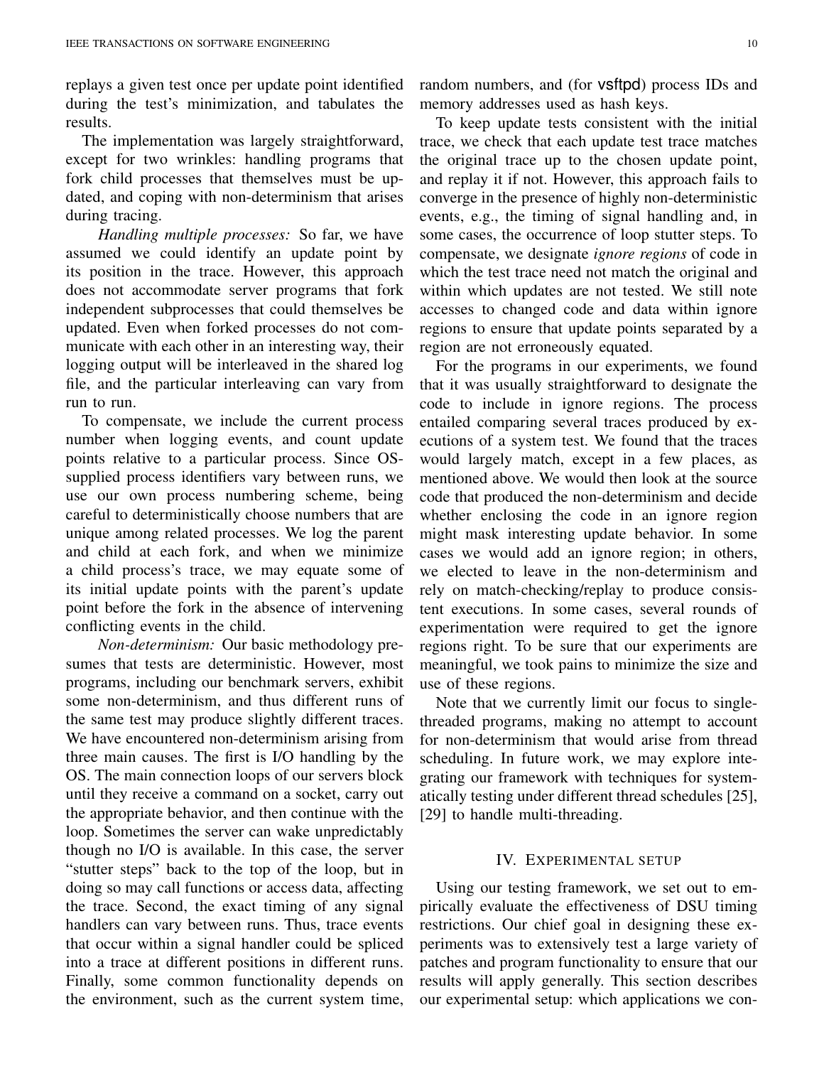replays a given test once per update point identified during the test's minimization, and tabulates the results.

The implementation was largely straightforward, except for two wrinkles: handling programs that fork child processes that themselves must be updated, and coping with non-determinism that arises during tracing.

*Handling multiple processes:* So far, we have assumed we could identify an update point by its position in the trace. However, this approach does not accommodate server programs that fork independent subprocesses that could themselves be updated. Even when forked processes do not communicate with each other in an interesting way, their logging output will be interleaved in the shared log file, and the particular interleaving can vary from run to run.

To compensate, we include the current process number when logging events, and count update points relative to a particular process. Since OS-supplied process identifiers vary between runs, we use our own process numbering scheme, being careful to deterministically choose numbers that are unique among related processes. We log the parent and child at each fork, and when we minimize a child process's trace, we may equate some of its initial update points with the parent's update point before the fork in the absence of intervening conflicting events in the child.

*Non-determinism:* Our basic methodology presumes that tests are deterministic. However, most programs, including our benchmark servers, exhibit some non-determinism, and thus different runs of the same test may produce slightly different traces. We have encountered non-determinism arising from three main causes. The first is I/O handling by the OS. The main connection loops of our servers block until they receive a command on a socket, carry out the appropriate behavior, and then continue with the loop. Sometimes the server can wake unpredictably though no I/O is available. In this case, the server "stutter steps" back to the top of the loop, but in doing so may call functions or access data, affecting the trace. Second, the exact timing of any signal handlers can vary between runs. Thus, trace events that occur within a signal handler could be spliced into a trace at different positions in different runs. Finally, some common functionality depends on the environment, such as the current system time, random numbers, and (for vsftpd) process IDs and memory addresses used as hash keys.

To keep update tests consistent with the initial trace, we check that each update test trace matches the original trace up to the chosen update point, and replay it if not. However, this approach fails to converge in the presence of highly non-deterministic events, e.g., the timing of signal handling and, in some cases, the occurrence of loop stutter steps. To compensate, we designate *ignore regions* of code in which the test trace need not match the original and within which updates are not tested. We still note accesses to changed code and data within ignore regions to ensure that update points separated by a region are not erroneously equated.

For the programs in our experiments, we found that it was usually straightforward to designate the code to include in ignore regions. The process entailed comparing several traces produced by executions of a system test. We found that the traces would largely match, except in a few places, as mentioned above. We would then look at the source code that produced the non-determinism and decide whether enclosing the code in an ignore region might mask interesting update behavior. In some cases we would add an ignore region; in others, we elected to leave in the non-determinism and rely on match-checking/replay to produce consistent executions. In some cases, several rounds of experimentation were required to get the ignore regions right. To be sure that our experiments are meaningful, we took pains to minimize the size and use of these regions.

Note that we currently limit our focus to single-threaded programs, making no attempt to account for non-determinism that would arise from thread scheduling. In future work, we may explore integrating our framework with techniques for systematically testing under different thread schedules [25], [29] to handle multi-threading.

## IV. Experimental setup

Using our testing framework, we set out to empirically evaluate the effectiveness of DSU timing restrictions. Our chief goal in designing these experiments was to extensively test a large variety of patches and program functionality to ensure that our results will apply generally. This section describes our experimental setup: which applications we con-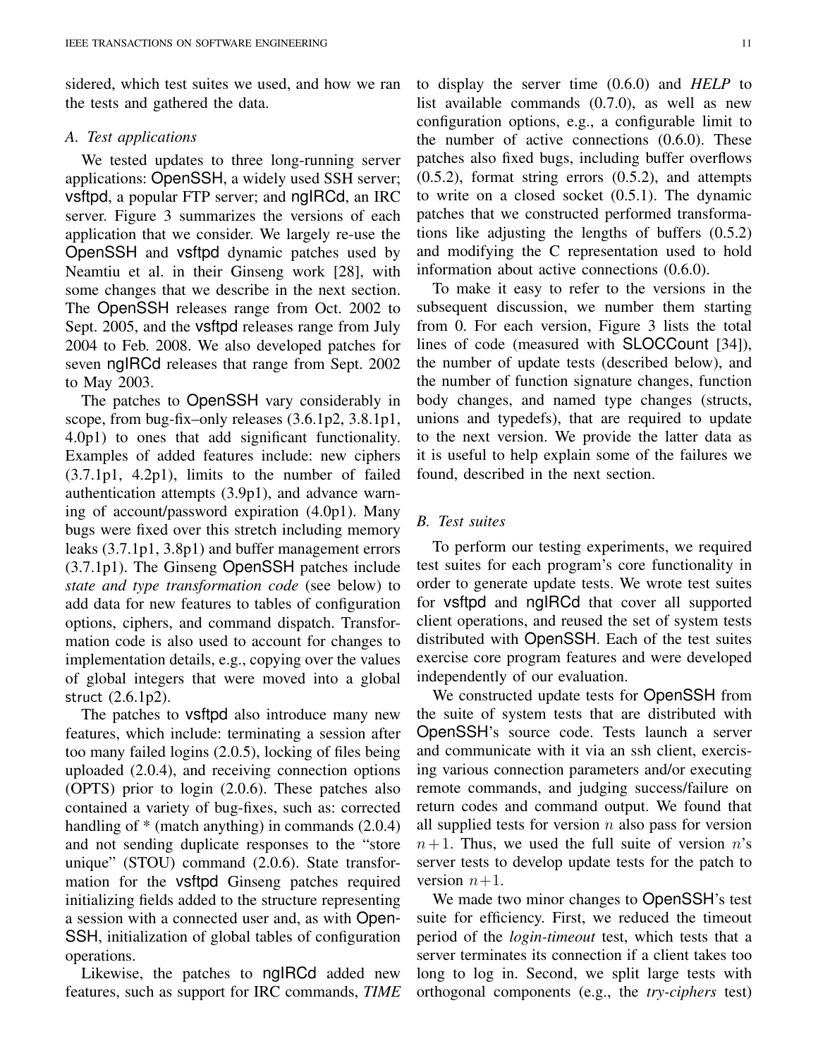sidered, which test suites we used, and how we ran the tests and gathered the data.

### A. Test applications

We tested updates to three long-running server applications: OpenSSH, a widely used SSH server; vsftpd, a popular FTP server; and ngIRCd, an IRC server. Figure 3 summarizes the versions of each application that we consider. We largely re-use the OpenSSH and vsftpd dynamic patches used by Neamtiu et al. in their Ginseng work [28], with some changes that we describe in the next section. The OpenSSH releases range from Oct. 2002 to Sept. 2005, and the vsftpd releases range from July 2004 to Feb. 2008. We also developed patches for seven ngIRCd releases that range from Sept. 2002 to May 2003.

The patches to OpenSSH vary considerably in scope, from bug-fix–only releases (3.6.1p2, 3.8.1p1, 4.0p1) to ones that add significant functionality. Examples of added features include: new ciphers (3.7.1p1, 4.2p1), limits to the number of failed authentication attempts (3.9p1), and advance warning of account/password expiration (4.0p1). Many bugs were fixed over this stretch including memory leaks (3.7.1p1, 3.8p1) and buffer management errors (3.7.1p1). The Ginseng OpenSSH patches include *state and type transformation code* (see below) to add data for new features to tables of configuration options, ciphers, and command dispatch. Transformation code is also used to account for changes to implementation details, e.g., copying over the values of global integers that were moved into a global struct (2.6.1p2).

The patches to vsftpd also introduce many new features, which include: terminating a session after too many failed logins (2.0.5), locking of files being uploaded (2.0.4), and receiving connection options (OPTS) prior to login (2.0.6). These patches also contained a variety of bug-fixes, such as: corrected handling of * (match anything) in commands (2.0.4) and not sending duplicate responses to the "store unique" (STOU) command (2.0.6). State transformation for the vsftpd Ginseng patches required initializing fields added to the structure representing a session with a connected user and, as with OpenSSH, initialization of global tables of configuration operations.

Likewise, the patches to ngIRCd added new features, such as support for IRC commands, *TIME* to display the server time (0.6.0) and *HELP* to list available commands (0.7.0), as well as new configuration options, e.g., a configurable limit to the number of active connections (0.6.0). These patches also fixed bugs, including buffer overflows (0.5.2), format string errors (0.5.2), and attempts to write on a closed socket (0.5.1). The dynamic patches that we constructed performed transformations like adjusting the lengths of buffers (0.5.2) and modifying the C representation used to hold information about active connections (0.6.0).

To make it easy to refer to the versions in the subsequent discussion, we number them starting from 0. For each version, Figure 3 lists the total lines of code (measured with SLOCCount [34]), the number of update tests (described below), and the number of function signature changes, function body changes, and named type changes (structs, unions and typedefs), that are required to update to the next version. We provide the latter data as it is useful to help explain some of the failures we found, described in the next section.

### B. Test suites

To perform our testing experiments, we required test suites for each program's core functionality in order to generate update tests. We wrote test suites for vsftpd and ngIRCd that cover all supported client operations, and reused the set of system tests distributed with OpenSSH. Each of the test suites exercise core program features and were developed independently of our evaluation.

We constructed update tests for OpenSSH from the suite of system tests that are distributed with OpenSSH's source code. Tests launch a server and communicate with it via an ssh client, exercising various connection parameters and/or executing remote commands, and judging success/failure on return codes and command output. We found that all supplied tests for version $n$ also pass for version $n+1$. Thus, we used the full suite of version $n$'s server tests to develop update tests for the patch to version $n+1$.

We made two minor changes to OpenSSH's test suite for efficiency. First, we reduced the timeout period of the *login-timeout* test, which tests that a server terminates its connection if a client takes too long to log in. Second, we split large tests with orthogonal components (e.g., the *try-ciphers* test)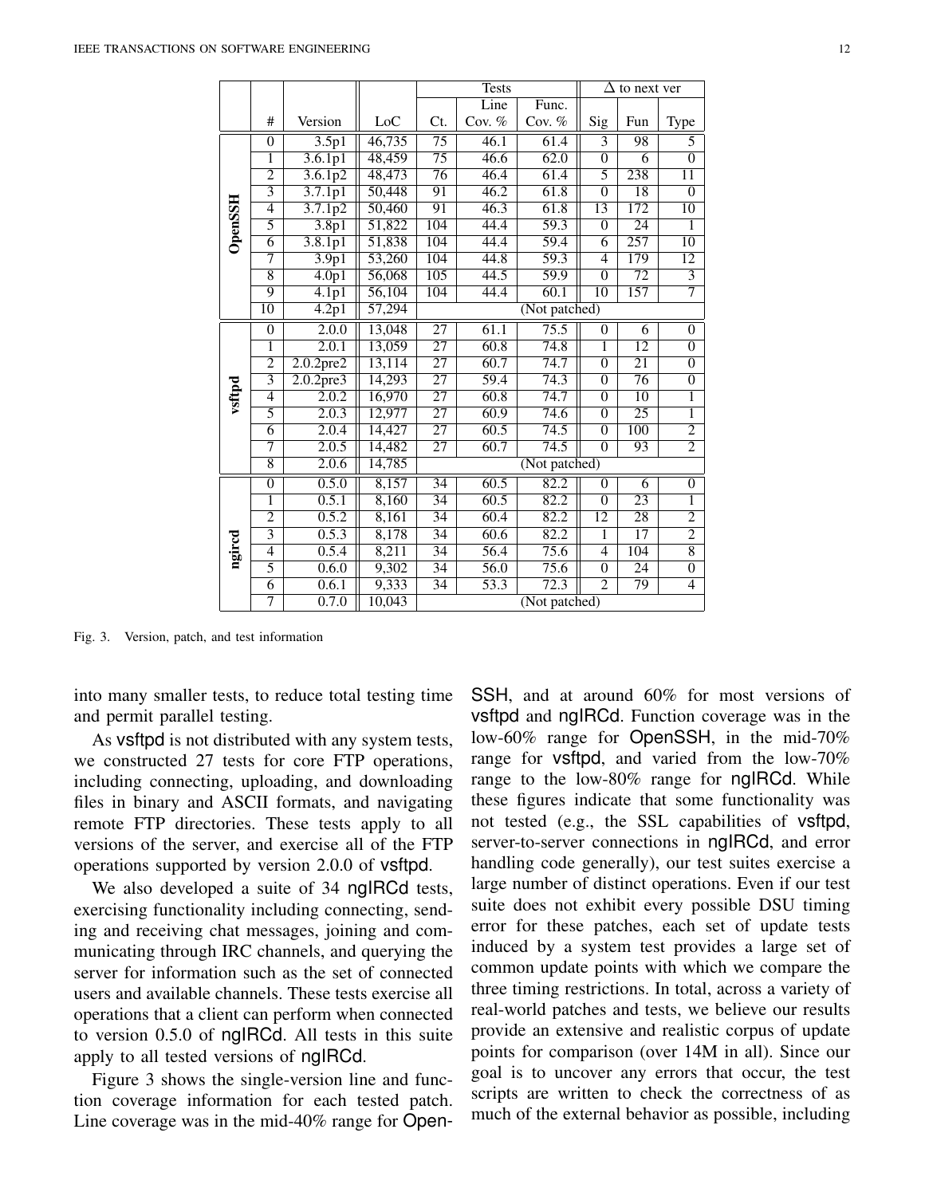| | # | Version | LoC | Tests | | | Δ to next ver | | |
|---|---|---|---|---|---|---|---|---|---|
| | | | | Ct. | Line Cov. % | Func. Cov. % | Sig | Fun | Type |
| **OpenSSH** | 0 | 3.5p1 | 46,735 | 75 | 46.1 | 61.4 | 3 | 98 | 5 |
| | 1 | 3.6.1p1 | 48,459 | 75 | 46.6 | 62.0 | 0 | 6 | 0 |
| | 2 | 3.6.1p2 | 48,473 | 76 | 46.4 | 61.4 | 5 | 238 | 11 |
| | 3 | 3.7.1p1 | 50,448 | 91 | 46.2 | 61.8 | 0 | 18 | 0 |
| | 4 | 3.7.1p2 | 50,460 | 91 | 46.3 | 61.8 | 13 | 172 | 10 |
| | 5 | 3.8p1 | 51,822 | 104 | 44.4 | 59.3 | 0 | 24 | 1 |
| | 6 | 3.8.1p1 | 51,838 | 104 | 44.4 | 59.4 | 6 | 257 | 10 |
| | 7 | 3.9p1 | 53,260 | 104 | 44.8 | 59.3 | 4 | 179 | 12 |
| | 8 | 4.0p1 | 56,068 | 105 | 44.5 | 59.9 | 0 | 72 | 3 |
| | 9 | 4.1p1 | 56,104 | 104 | 44.4 | 60.1 | 10 | 157 | 7 |
| | 10 | 4.2p1 | 57,294 | (Not patched) | | | | | |
| **vsftpd** | 0 | 2.0.0 | 13,048 | 27 | 61.1 | 75.5 | 0 | 6 | 0 |
| | 1 | 2.0.1 | 13,059 | 27 | 60.8 | 74.8 | 1 | 12 | 0 |
| | 2 | 2.0.2pre2 | 13,114 | 27 | 60.7 | 74.7 | 0 | 21 | 0 |
| | 3 | 2.0.2pre3 | 14,293 | 27 | 59.4 | 74.3 | 0 | 76 | 0 |
| | 4 | 2.0.2 | 16,970 | 27 | 60.8 | 74.7 | 0 | 10 | 1 |
| | 5 | 2.0.3 | 12,977 | 27 | 60.9 | 74.6 | 0 | 25 | 1 |
| | 6 | 2.0.4 | 14,427 | 27 | 60.5 | 74.5 | 0 | 100 | 2 |
| | 7 | 2.0.5 | 14,482 | 27 | 60.7 | 74.5 | 0 | 93 | 2 |
| | 8 | 2.0.6 | 14,785 | (Not patched) | | | | | |
| **ngircd** | 0 | 0.5.0 | 8,157 | 34 | 60.5 | 82.2 | 0 | 6 | 0 |
| | 1 | 0.5.1 | 8,160 | 34 | 60.5 | 82.2 | 0 | 23 | 1 |
| | 2 | 0.5.2 | 8,161 | 34 | 60.4 | 82.2 | 12 | 28 | 2 |
| | 3 | 0.5.3 | 8,178 | 34 | 60.6 | 82.2 | 1 | 17 | 2 |
| | 4 | 0.5.4 | 8,211 | 34 | 56.4 | 75.6 | 4 | 104 | 8 |
| | 5 | 0.6.0 | 9,302 | 34 | 56.0 | 75.6 | 0 | 24 | 0 |
| | 6 | 0.6.1 | 9,333 | 34 | 53.3 | 72.3 | 2 | 79 | 4 |
| | 7 | 0.7.0 | 10,043 | (Not patched) | | | | | |

Fig. 3. Version, patch, and test information

into many smaller tests, to reduce total testing time and permit parallel testing.

As vsftpd is not distributed with any system tests, we constructed 27 tests for core FTP operations, including connecting, uploading, and downloading files in binary and ASCII formats, and navigating remote FTP directories. These tests apply to all versions of the server, and exercise all of the FTP operations supported by version 2.0.0 of vsftpd.

We also developed a suite of 34 ngIRCd tests, exercising functionality including connecting, sending and receiving chat messages, joining and communicating through IRC channels, and querying the server for information such as the set of connected users and available channels. These tests exercise all operations that a client can perform when connected to version 0.5.0 of ngIRCd. All tests in this suite apply to all tested versions of ngIRCd.

Figure 3 shows the single-version line and function coverage information for each tested patch. Line coverage was in the mid-40% range for OpenSSH, and at around 60% for most versions of vsftpd and ngIRCd. Function coverage was in the low-60% range for OpenSSH, in the mid-70% range for vsftpd, and varied from the low-70% range to the low-80% range for ngIRCd. While these figures indicate that some functionality was not tested (e.g., the SSL capabilities of vsftpd, server-to-server connections in ngIRCd, and error handling code generally), our test suites exercise a large number of distinct operations. Even if our test suite does not exhibit every possible DSU timing error for these patches, each set of update tests induced by a system test provides a large set of common update points with which we compare the three timing restrictions. In total, across a variety of real-world patches and tests, we believe our results provide an extensive and realistic corpus of update points for comparison (over 14M in all). Since our goal is to uncover any errors that occur, the test scripts are written to check the correctness of as much of the external behavior as possible, including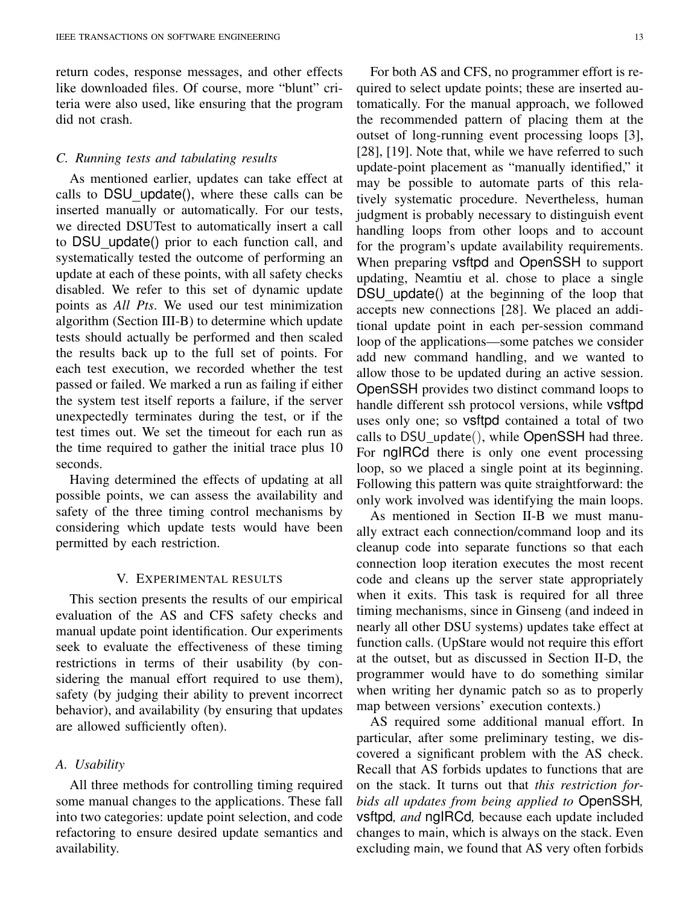return codes, response messages, and other effects like downloaded files. Of course, more "blunt" criteria were also used, like ensuring that the program did not crash.

### C. Running tests and tabulating results

As mentioned earlier, updates can take effect at calls to DSU_update(), where these calls can be inserted manually or automatically. For our tests, we directed DSUTest to automatically insert a call to DSU_update() prior to each function call, and systematically tested the outcome of performing an update at each of these points, with all safety checks disabled. We refer to this set of dynamic update points as *All Pts*. We used our test minimization algorithm (Section III-B) to determine which update tests should actually be performed and then scaled the results back up to the full set of points. For each test execution, we recorded whether the test passed or failed. We marked a run as failing if either the system test itself reports a failure, if the server unexpectedly terminates during the test, or if the test times out. We set the timeout for each run as the time required to gather the initial trace plus 10 seconds.

Having determined the effects of updating at all possible points, we can assess the availability and safety of the three timing control mechanisms by considering which update tests would have been permitted by each restriction.

## V. Experimental results

This section presents the results of our empirical evaluation of the AS and CFS safety checks and manual update point identification. Our experiments seek to evaluate the effectiveness of these timing restrictions in terms of their usability (by considering the manual effort required to use them), safety (by judging their ability to prevent incorrect behavior), and availability (by ensuring that updates are allowed sufficiently often).

### A. Usability

All three methods for controlling timing required some manual changes to the applications. These fall into two categories: update point selection, and code refactoring to ensure desired update semantics and availability.

For both AS and CFS, no programmer effort is required to select update points; these are inserted automatically. For the manual approach, we followed the recommended pattern of placing them at the outset of long-running event processing loops [3], [28], [19]. Note that, while we have referred to such update-point placement as "manually identified," it may be possible to automate parts of this relatively systematic procedure. Nevertheless, human judgment is probably necessary to distinguish event handling loops from other loops and to account for the program's update availability requirements. When preparing vsftpd and OpenSSH to support updating, Neamtiu et al. chose to place a single DSU_update() at the beginning of the loop that accepts new connections [28]. We placed an additional update point in each per-session command loop of the applications—some patches we consider add new command handling, and we wanted to allow those to be updated during an active session. OpenSSH provides two distinct command loops to handle different ssh protocol versions, while vsftpd uses only one; so vsftpd contained a total of two calls to DSU_update(), while OpenSSH had three. For ngIRCd there is only one event processing loop, so we placed a single point at its beginning. Following this pattern was quite straightforward: the only work involved was identifying the main loops.

As mentioned in Section II-B we must manually extract each connection/command loop and its cleanup code into separate functions so that each connection loop iteration executes the most recent code and cleans up the server state appropriately when it exits. This task is required for all three timing mechanisms, since in Ginseng (and indeed in nearly all other DSU systems) updates take effect at function calls. (UpStare would not require this effort at the outset, but as discussed in Section II-D, the programmer would have to do something similar when writing her dynamic patch so as to properly map between versions' execution contexts.)

AS required some additional manual effort. In particular, after some preliminary testing, we discovered a significant problem with the AS check. Recall that AS forbids updates to functions that are on the stack. It turns out that *this restriction forbids all updates from being applied to OpenSSH, vsftpd, and ngIRCd,* because each update included changes to main, which is always on the stack. Even excluding main, we found that AS very often forbids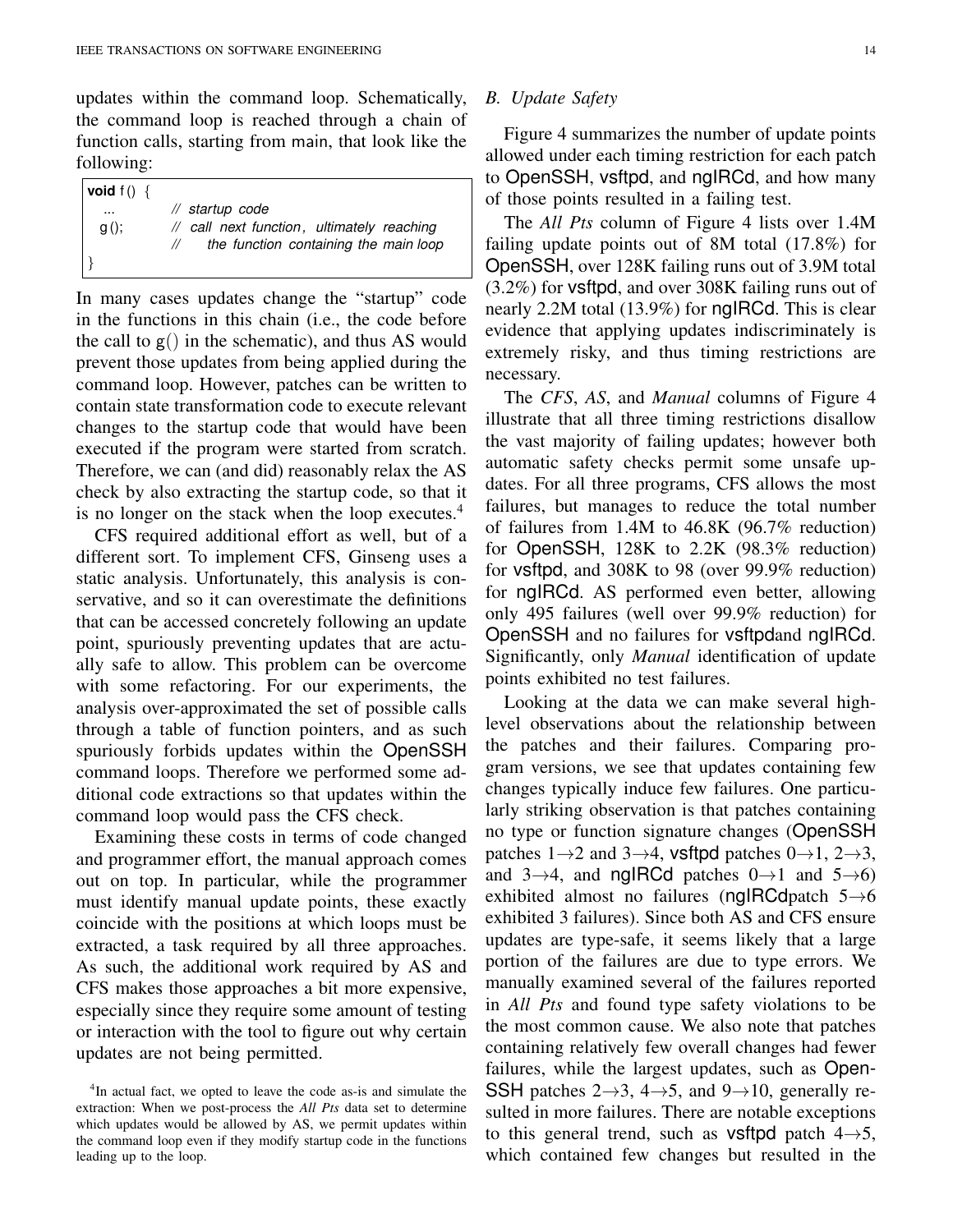updates within the command loop. Schematically, the command loop is reached through a chain of function calls, starting from main, that look like the following:

```
void f() {
  ...        // startup code
  g();       // call next function, ultimately reaching
             //    the function containing the main loop
}
```

In many cases updates change the "startup" code in the functions in this chain (i.e., the code before the call to g() in the schematic), and thus AS would prevent those updates from being applied during the command loop. However, patches can be written to contain state transformation code to execute relevant changes to the startup code that would have been executed if the program were started from scratch. Therefore, we can (and did) reasonably relax the AS check by also extracting the startup code, so that it is no longer on the stack when the loop executes.[4]

CFS required additional effort as well, but of a different sort. To implement CFS, Ginseng uses a static analysis. Unfortunately, this analysis is conservative, and so it can overestimate the definitions that can be accessed concretely following an update point, spuriously preventing updates that are actually safe to allow. This problem can be overcome with some refactoring. For our experiments, the analysis over-approximated the set of possible calls through a table of function pointers, and as such spuriously forbids updates within the OpenSSH command loops. Therefore we performed some additional code extractions so that updates within the command loop would pass the CFS check.

Examining these costs in terms of code changed and programmer effort, the manual approach comes out on top. In particular, while the programmer must identify manual update points, these exactly coincide with the positions at which loops must be extracted, a task required by all three approaches. As such, the additional work required by AS and CFS makes those approaches a bit more expensive, especially since they require some amount of testing or interaction with the tool to figure out why certain updates are not being permitted.

[4]In actual fact, we opted to leave the code as-is and simulate the extraction: When we post-process the *All Pts* data set to determine which updates would be allowed by AS, we permit updates within the command loop even if they modify startup code in the functions leading up to the loop.

### B. Update Safety

Figure 4 summarizes the number of update points allowed under each timing restriction for each patch to OpenSSH, vsftpd, and ngIRCd, and how many of those points resulted in a failing test.

The *All Pts* column of Figure 4 lists over 1.4M failing update points out of 8M total (17.8%) for OpenSSH, over 128K failing runs out of 3.9M total (3.2%) for vsftpd, and over 308K failing runs out of nearly 2.2M total (13.9%) for ngIRCd. This is clear evidence that applying updates indiscriminately is extremely risky, and thus timing restrictions are necessary.

The *CFS*, *AS*, and *Manual* columns of Figure 4 illustrate that all three timing restrictions disallow the vast majority of failing updates; however both automatic safety checks permit some unsafe updates. For all three programs, CFS allows the most failures, but manages to reduce the total number of failures from 1.4M to 46.8K (96.7% reduction) for OpenSSH, 128K to 2.2K (98.3% reduction) for vsftpd, and 308K to 98 (over 99.9% reduction) for ngIRCd. AS performed even better, allowing only 495 failures (well over 99.9% reduction) for OpenSSH and no failures for vsftpdand ngIRCd. Significantly, only *Manual* identification of update points exhibited no test failures.

Looking at the data we can make several high-level observations about the relationship between the patches and their failures. Comparing program versions, we see that updates containing few changes typically induce few failures. One particularly striking observation is that patches containing no type or function signature changes (OpenSSH patches 1→2 and 3→4, vsftpd patches 0→1, 2→3, and 3→4, and ngIRCd patches 0→1 and 5→6) exhibited almost no failures (ngIRCdpatch 5→6 exhibited 3 failures). Since both AS and CFS ensure updates are type-safe, it seems likely that a large portion of the failures are due to type errors. We manually examined several of the failures reported in *All Pts* and found type safety violations to be the most common cause. We also note that patches containing relatively few overall changes had fewer failures, while the largest updates, such as OpenSSH patches 2→3, 4→5, and 9→10, generally resulted in more failures. There are notable exceptions to this general trend, such as vsftpd patch 4→5, which contained few changes but resulted in the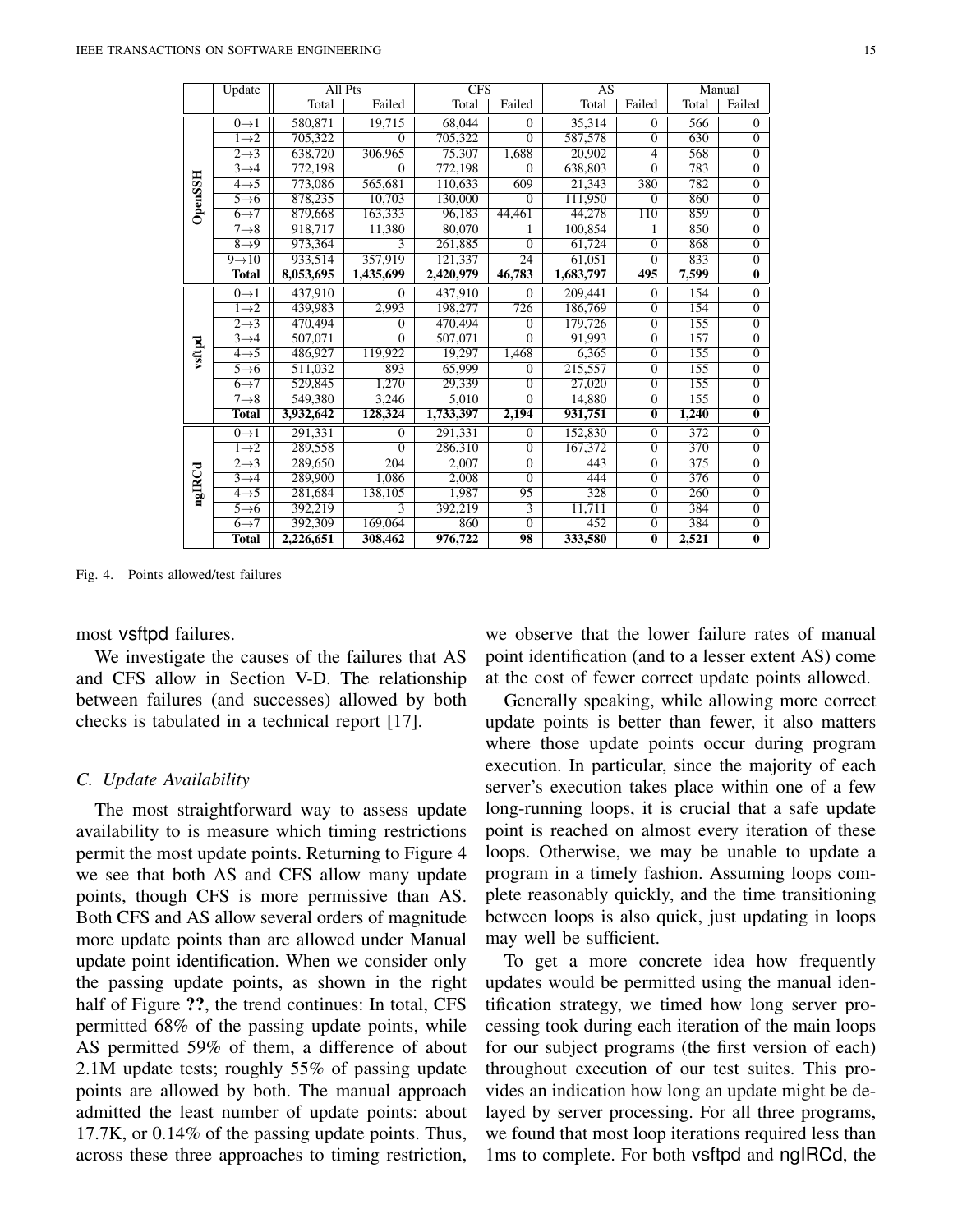| | Update | All Pts | | CFS | | AS | | Manual | |
|---|---|---|---|---|---|---|---|---|---|
| | | Total | Failed | Total | Failed | Total | Failed | Total | Failed |
| **OpenSSH** | 0→1 | 580,871 | 19,715 | 68,044 | 0 | 35,314 | 0 | 566 | 0 |
| | 1→2 | 705,322 | 0 | 705,322 | 0 | 587,578 | 0 | 630 | 0 |
| | 2→3 | 638,720 | 306,965 | 75,307 | 1,688 | 20,902 | 4 | 568 | 0 |
| | 3→4 | 772,198 | 0 | 772,198 | 0 | 638,803 | 0 | 783 | 0 |
| | 4→5 | 773,086 | 565,681 | 110,633 | 609 | 21,343 | 380 | 782 | 0 |
| | 5→6 | 878,235 | 10,703 | 130,000 | 0 | 111,950 | 0 | 860 | 0 |
| | 6→7 | 879,668 | 163,333 | 96,183 | 44,461 | 44,278 | 110 | 859 | 0 |
| | 7→8 | 918,717 | 11,380 | 80,070 | 1 | 100,854 | 1 | 850 | 0 |
| | 8→9 | 973,364 | 3 | 261,885 | 0 | 61,724 | 0 | 868 | 0 |
| | 9→10 | 933,514 | 357,919 | 121,337 | 24 | 61,051 | 0 | 833 | 0 |
| | **Total** | **8,053,695** | **1,435,699** | **2,420,979** | **46,783** | **1,683,797** | **495** | **7,599** | **0** |
| **vsftpd** | 0→1 | 437,910 | 0 | 437,910 | 0 | 209,441 | 0 | 154 | 0 |
| | 1→2 | 439,983 | 2,993 | 198,277 | 726 | 186,769 | 0 | 154 | 0 |
| | 2→3 | 470,494 | 0 | 470,494 | 0 | 179,726 | 0 | 155 | 0 |
| | 3→4 | 507,071 | 0 | 507,071 | 0 | 91,993 | 0 | 157 | 0 |
| | 4→5 | 486,927 | 119,922 | 19,297 | 1,468 | 6,365 | 0 | 155 | 0 |
| | 5→6 | 511,032 | 893 | 65,999 | 0 | 215,557 | 0 | 155 | 0 |
| | 6→7 | 529,845 | 1,270 | 29,339 | 0 | 27,020 | 0 | 155 | 0 |
| | 7→8 | 549,380 | 3,246 | 5,010 | 0 | 14,880 | 0 | 155 | 0 |
| | **Total** | **3,932,642** | **128,324** | **1,733,397** | **2,194** | **931,751** | **0** | **1,240** | **0** |
| **ngIRCd** | 0→1 | 291,331 | 0 | 291,331 | 0 | 152,830 | 0 | 372 | 0 |
| | 1→2 | 289,558 | 0 | 286,310 | 0 | 167,372 | 0 | 370 | 0 |
| | 2→3 | 289,650 | 204 | 2,007 | 0 | 443 | 0 | 375 | 0 |
| | 3→4 | 289,900 | 1,086 | 2,008 | 0 | 444 | 0 | 376 | 0 |
| | 4→5 | 281,684 | 138,105 | 1,987 | 95 | 328 | 0 | 260 | 0 |
| | 5→6 | 392,219 | 3 | 392,219 | 3 | 11,711 | 0 | 384 | 0 |
| | 6→7 | 392,309 | 169,064 | 860 | 0 | 452 | 0 | 384 | 0 |
| | **Total** | **2,226,651** | **308,462** | **976,722** | **98** | **333,580** | **0** | **2,521** | **0** |

Fig. 4. Points allowed/test failures

most vsftpd failures.

We investigate the causes of the failures that AS and CFS allow in Section V-D. The relationship between failures (and successes) allowed by both checks is tabulated in a technical report [17].

### C. Update Availability

The most straightforward way to assess update availability to is measure which timing restrictions permit the most update points. Returning to Figure 4 we see that both AS and CFS allow many update points, though CFS is more permissive than AS. Both CFS and AS allow several orders of magnitude more update points than are allowed under Manual update point identification. When we consider only the passing update points, as shown in the right half of Figure **??**, the trend continues: In total, CFS permitted 68% of the passing update points, while AS permitted 59% of them, a difference of about 2.1M update tests; roughly 55% of passing update points are allowed by both. The manual approach admitted the least number of update points: about 17.7K, or 0.14% of the passing update points. Thus, across these three approaches to timing restriction, we observe that the lower failure rates of manual point identification (and to a lesser extent AS) come at the cost of fewer correct update points allowed.

Generally speaking, while allowing more correct update points is better than fewer, it also matters where those update points occur during program execution. In particular, since the majority of each server's execution takes place within one of a few long-running loops, it is crucial that a safe update point is reached on almost every iteration of these loops. Otherwise, we may be unable to update a program in a timely fashion. Assuming loops complete reasonably quickly, and the time transitioning between loops is also quick, just updating in loops may well be sufficient.

To get a more concrete idea how frequently updates would be permitted using the manual identification strategy, we timed how long server processing took during each iteration of the main loops for our subject programs (the first version of each) throughout execution of our test suites. This provides an indication how long an update might be delayed by server processing. For all three programs, we found that most loop iterations required less than 1ms to complete. For both vsftpd and ngIRCd, the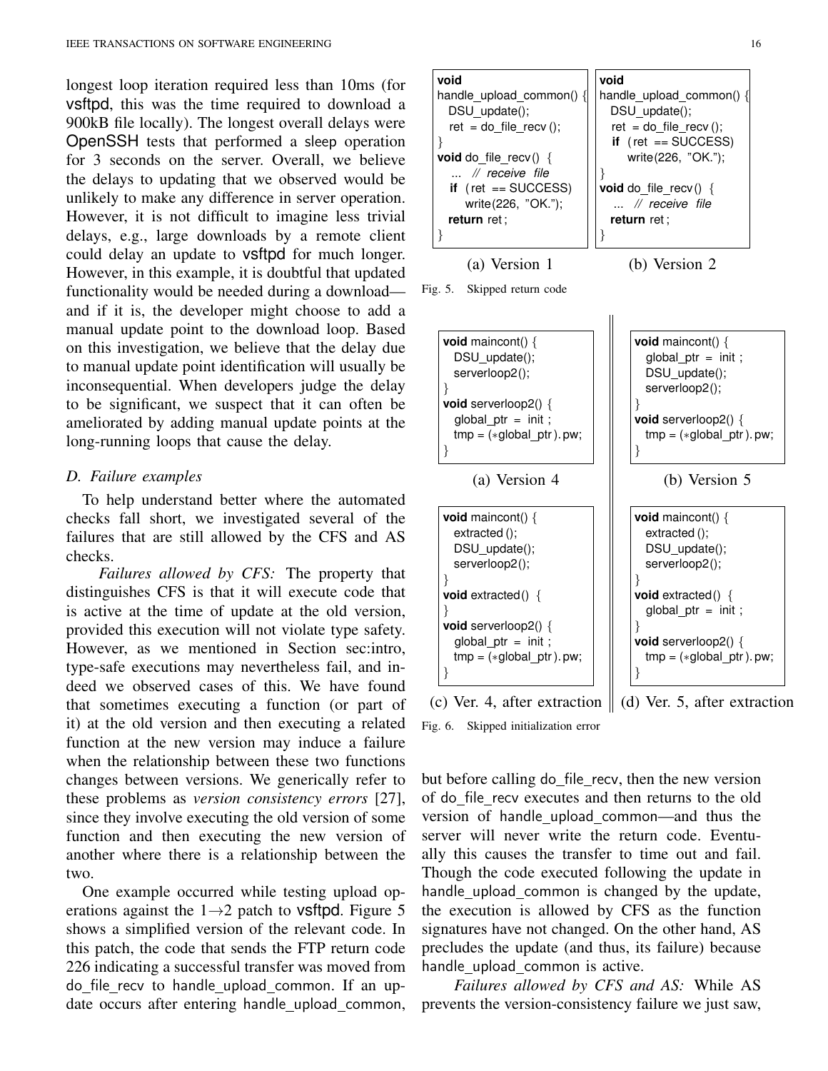longest loop iteration required less than 10ms (for vsftpd, this was the time required to download a 900kB file locally). The longest overall delays were OpenSSH tests that performed a sleep operation for 3 seconds on the server. Overall, we believe the delays to updating that we observed would be unlikely to make any difference in server operation. However, it is not difficult to imagine less trivial delays, e.g., large downloads by a remote client could delay an update to vsftpd for much longer. However, in this example, it is doubtful that updated functionality would be needed during a download—and if it is, the developer might choose to add a manual update point to the download loop. Based on this investigation, we believe that the delay due to manual update point identification will usually be inconsequential. When developers judge the delay to be significant, we suspect that it can often be ameliorated by adding manual update points at the long-running loops that cause the delay.

### D. Failure examples

To help understand better where the automated checks fall short, we investigated several of the failures that are still allowed by the CFS and AS checks.

*Failures allowed by CFS:* The property that distinguishes CFS is that it will execute code that is active at the time of update at the old version, provided this execution will not violate type safety. However, as we mentioned in Section sec:intro, type-safe executions may nevertheless fail, and indeed we observed cases of this. We have found that sometimes executing a function (or part of it) at the old version and then executing a related function at the new version may induce a failure when the relationship between these two functions changes between versions. We generically refer to these problems as *version consistency errors* [27], since they involve executing the old version of some function and then executing the new version of another where there is a relationship between the two.

One example occurred while testing upload operations against the 1→2 patch to vsftpd. Figure 5 shows a simplified version of the relevant code. In this patch, the code that sends the FTP return code 226 indicating a successful transfer was moved from do_file_recv to handle_upload_common. If an update occurs after entering handle_upload_common, but before calling do_file_recv, then the new version of do_file_recv executes and then returns to the old version of handle_upload_common—and thus the server will never write the return code. Eventually this causes the transfer to time out and fail. Though the code executed following the update in handle_upload_common is changed by the update, the execution is allowed by CFS as the function signatures have not changed. On the other hand, AS precludes the update (and thus, its failure) because handle_upload_common is active.

*Failures allowed by CFS and AS:* While AS prevents the version-consistency failure we just saw,

```
void
handle_upload_common() {
  DSU_update();
  ret = do_file_recv ();
}
void do_file_recv() {
  ... // receive file
  if (ret == SUCCESS)
    write(226, "OK.");
  return ret;
}
```

(a) Version 1

```
void
handle_upload_common() {
  DSU_update();
  ret = do_file_recv ();
  if (ret == SUCCESS)
    write(226, "OK.");
}
void do_file_recv() {
  ... // receive file
  return ret;
}
```

(b) Version 2

Fig. 5. Skipped return code

```
void maincont() {
  DSU_update();
  serverloop2();
}
void serverloop2() {
  global_ptr = init;
  tmp = (*global_ptr).pw;
}
```

(a) Version 4

```
void maincont() {
  global_ptr = init;
  DSU_update();
  serverloop2();
}
void serverloop2() {
  tmp = (*global_ptr).pw;
}
```

(b) Version 5

```
void maincont() {
  extracted();
  DSU_update();
  serverloop2();
}
void extracted() {
}
void serverloop2() {
  global_ptr = init;
  tmp = (*global_ptr).pw;
}
```

(c) Ver. 4, after extraction

```
void maincont() {
  extracted();
  DSU_update();
  serverloop2();
}
void extracted() {
  global_ptr = init;
}
void serverloop2() {
  tmp = (*global_ptr).pw;
}
```

(d) Ver. 5, after extraction

Fig. 6. Skipped initialization error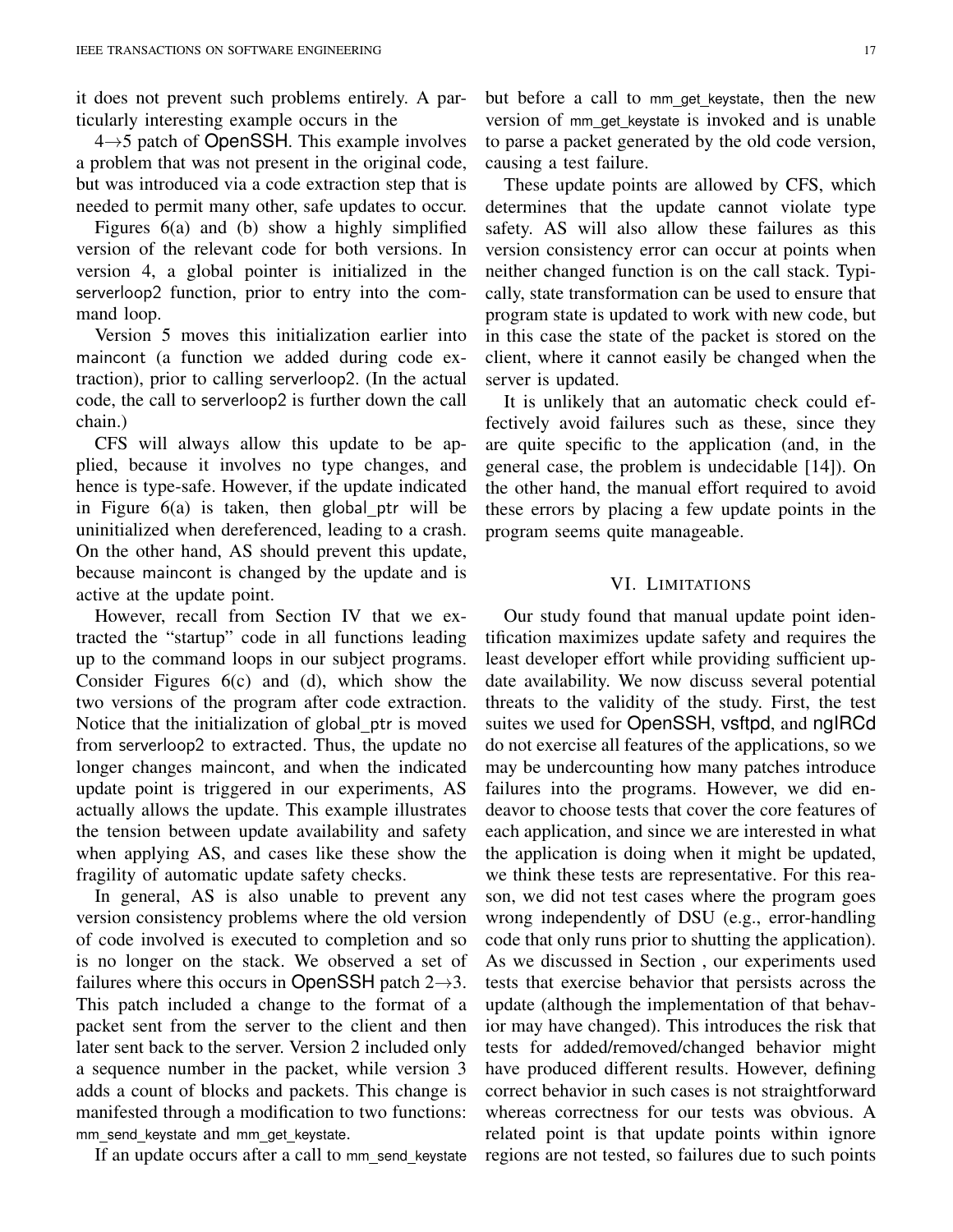it does not prevent such problems entirely. A particularly interesting example occurs in the

4→5 patch of OpenSSH. This example involves a problem that was not present in the original code, but was introduced via a code extraction step that is needed to permit many other, safe updates to occur.

Figures 6(a) and (b) show a highly simplified version of the relevant code for both versions. In version 4, a global pointer is initialized in the serverloop2 function, prior to entry into the command loop.

Version 5 moves this initialization earlier into maincont (a function we added during code extraction), prior to calling serverloop2. (In the actual code, the call to serverloop2 is further down the call chain.)

CFS will always allow this update to be applied, because it involves no type changes, and hence is type-safe. However, if the update indicated in Figure 6(a) is taken, then global_ptr will be uninitialized when dereferenced, leading to a crash. On the other hand, AS should prevent this update, because maincont is changed by the update and is active at the update point.

However, recall from Section IV that we extracted the "startup" code in all functions leading up to the command loops in our subject programs. Consider Figures 6(c) and (d), which show the two versions of the program after code extraction. Notice that the initialization of global_ptr is moved from serverloop2 to extracted. Thus, the update no longer changes maincont, and when the indicated update point is triggered in our experiments, AS actually allows the update. This example illustrates the tension between update availability and safety when applying AS, and cases like these show the fragility of automatic update safety checks.

In general, AS is also unable to prevent any version consistency problems where the old version of code involved is executed to completion and so is no longer on the stack. We observed a set of failures where this occurs in OpenSSH patch 2→3. This patch included a change to the format of a packet sent from the server to the client and then later sent back to the server. Version 2 included only a sequence number in the packet, while version 3 adds a count of blocks and packets. This change is manifested through a modification to two functions: mm_send_keystate and mm_get_keystate.

If an update occurs after a call to mm_send_keystate but before a call to mm_get_keystate, then the new version of mm_get_keystate is invoked and is unable to parse a packet generated by the old code version, causing a test failure.

These update points are allowed by CFS, which determines that the update cannot violate type safety. AS will also allow these failures as this version consistency error can occur at points when neither changed function is on the call stack. Typically, state transformation can be used to ensure that program state is updated to work with new code, but in this case the state of the packet is stored on the client, where it cannot easily be changed when the server is updated.

It is unlikely that an automatic check could effectively avoid failures such as these, since they are quite specific to the application (and, in the general case, the problem is undecidable [14]). On the other hand, the manual effort required to avoid these errors by placing a few update points in the program seems quite manageable.

## VI. Limitations

Our study found that manual update point identification maximizes update safety and requires the least developer effort while providing sufficient update availability. We now discuss several potential threats to the validity of the study. First, the test suites we used for OpenSSH, vsftpd, and ngIRCd do not exercise all features of the applications, so we may be undercounting how many patches introduce failures into the programs. However, we did endeavor to choose tests that cover the core features of each application, and since we are interested in what the application is doing when it might be updated, we think these tests are representative. For this reason, we did not test cases where the program goes wrong independently of DSU (e.g., error-handling code that only runs prior to shutting the application). As we discussed in Section , our experiments used tests that exercise behavior that persists across the update (although the implementation of that behavior may have changed). This introduces the risk that tests for added/removed/changed behavior might have produced different results. However, defining correct behavior in such cases is not straightforward whereas correctness for our tests was obvious. A related point is that update points within ignore regions are not tested, so failures due to such points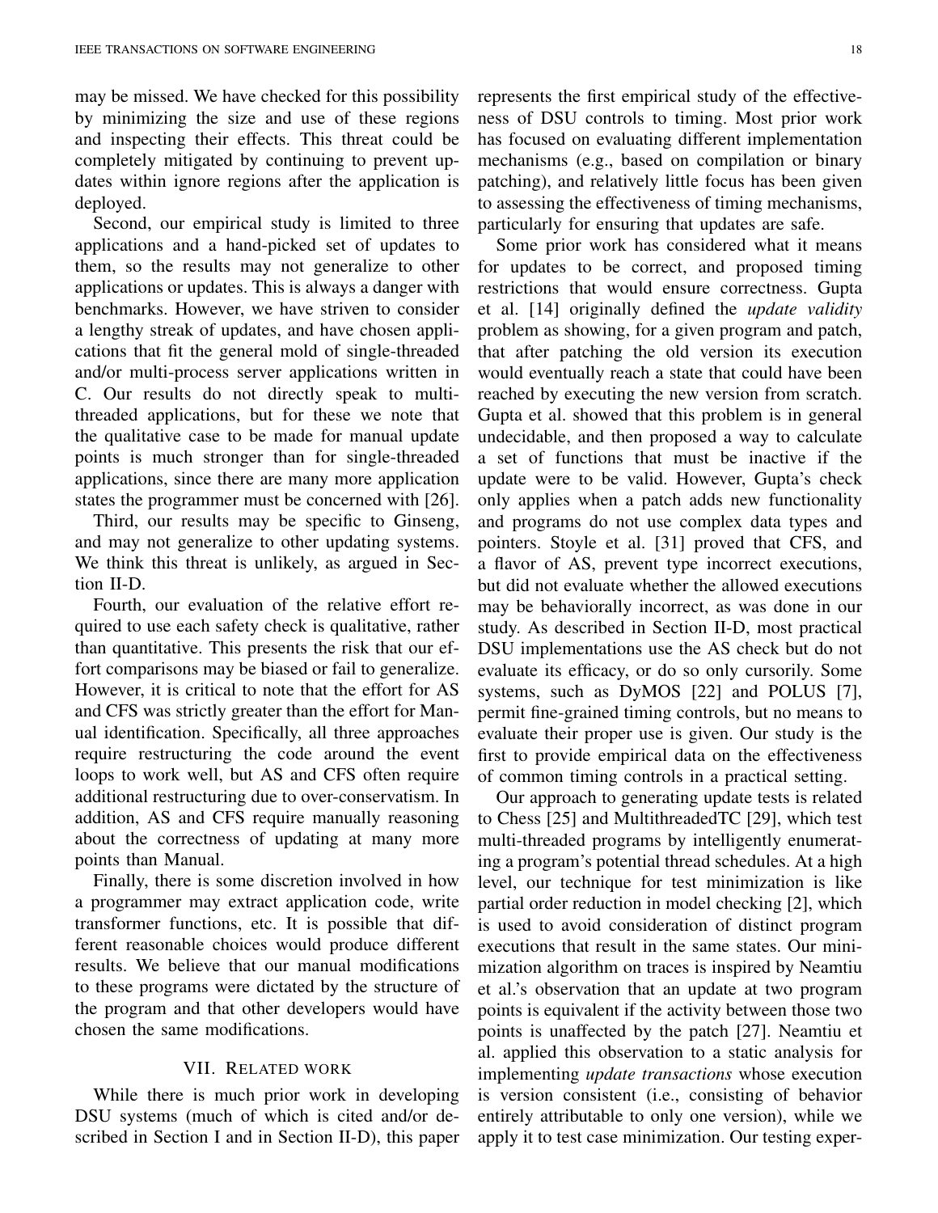may be missed. We have checked for this possibility by minimizing the size and use of these regions and inspecting their effects. This threat could be completely mitigated by continuing to prevent updates within ignore regions after the application is deployed.

Second, our empirical study is limited to three applications and a hand-picked set of updates to them, so the results may not generalize to other applications or updates. This is always a danger with benchmarks. However, we have striven to consider a lengthy streak of updates, and have chosen applications that fit the general mold of single-threaded and/or multi-process server applications written in C. Our results do not directly speak to multi-threaded applications, but for these we note that the qualitative case to be made for manual update points is much stronger than for single-threaded applications, since there are many more application states the programmer must be concerned with [26].

Third, our results may be specific to Ginseng, and may not generalize to other updating systems. We think this threat is unlikely, as argued in Section II-D.

Fourth, our evaluation of the relative effort required to use each safety check is qualitative, rather than quantitative. This presents the risk that our effort comparisons may be biased or fail to generalize. However, it is critical to note that the effort for AS and CFS was strictly greater than the effort for Manual identification. Specifically, all three approaches require restructuring the code around the event loops to work well, but AS and CFS often require additional restructuring due to over-conservatism. In addition, AS and CFS require manually reasoning about the correctness of updating at many more points than Manual.

Finally, there is some discretion involved in how a programmer may extract application code, write transformer functions, etc. It is possible that different reasonable choices would produce different results. We believe that our manual modifications to these programs were dictated by the structure of the program and that other developers would have chosen the same modifications.

## VII. Related work

While there is much prior work in developing DSU systems (much of which is cited and/or described in Section I and in Section II-D), this paper represents the first empirical study of the effectiveness of DSU controls to timing. Most prior work has focused on evaluating different implementation mechanisms (e.g., based on compilation or binary patching), and relatively little focus has been given to assessing the effectiveness of timing mechanisms, particularly for ensuring that updates are safe.

Some prior work has considered what it means for updates to be correct, and proposed timing restrictions that would ensure correctness. Gupta et al. [14] originally defined the *update validity* problem as showing, for a given program and patch, that after patching the old version its execution would eventually reach a state that could have been reached by executing the new version from scratch. Gupta et al. showed that this problem is in general undecidable, and then proposed a way to calculate a set of functions that must be inactive if the update were to be valid. However, Gupta's check only applies when a patch adds new functionality and programs do not use complex data types and pointers. Stoyle et al. [31] proved that CFS, and a flavor of AS, prevent type incorrect executions, but did not evaluate whether the allowed executions may be behaviorally incorrect, as was done in our study. As described in Section II-D, most practical DSU implementations use the AS check but do not evaluate its efficacy, or do so only cursorily. Some systems, such as DyMOS [22] and POLUS [7], permit fine-grained timing controls, but no means to evaluate their proper use is given. Our study is the first to provide empirical data on the effectiveness of common timing controls in a practical setting.

Our approach to generating update tests is related to Chess [25] and MultithreadedTC [29], which test multi-threaded programs by intelligently enumerating a program's potential thread schedules. At a high level, our technique for test minimization is like partial order reduction in model checking [2], which is used to avoid consideration of distinct program executions that result in the same states. Our minimization algorithm on traces is inspired by Neamtiu et al.'s observation that an update at two program points is equivalent if the activity between those two points is unaffected by the patch [27]. Neamtiu et al. applied this observation to a static analysis for implementing *update transactions* whose execution is version consistent (i.e., consisting of behavior entirely attributable to only one version), while we apply it to test case minimization. Our testing exper-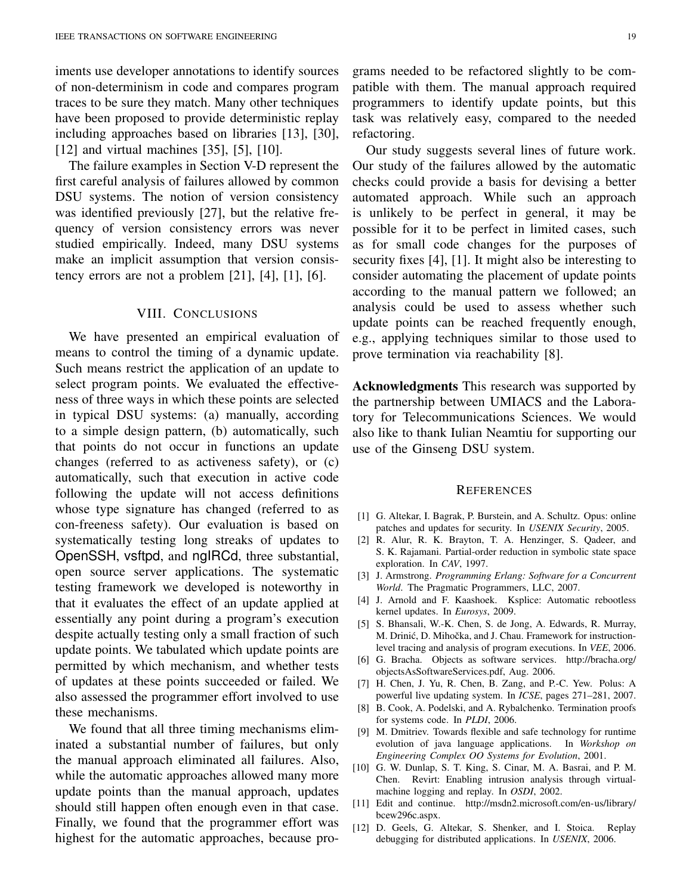iments use developer annotations to identify sources of non-determinism in code and compares program traces to be sure they match. Many other techniques have been proposed to provide deterministic replay including approaches based on libraries [13], [30], [12] and virtual machines [35], [5], [10].

The failure examples in Section V-D represent the first careful analysis of failures allowed by common DSU systems. The notion of version consistency was identified previously [27], but the relative frequency of version consistency errors was never studied empirically. Indeed, many DSU systems make an implicit assumption that version consistency errors are not a problem [21], [4], [1], [6].

## VIII. Conclusions

We have presented an empirical evaluation of means to control the timing of a dynamic update. Such means restrict the application of an update to select program points. We evaluated the effectiveness of three ways in which these points are selected in typical DSU systems: (a) manually, according to a simple design pattern, (b) automatically, such that points do not occur in functions an update changes (referred to as activeness safety), or (c) automatically, such that execution in active code following the update will not access definitions whose type signature has changed (referred to as con-freeness safety). Our evaluation is based on systematically testing long streaks of updates to OpenSSH, vsftpd, and ngIRCd, three substantial, open source server applications. The systematic testing framework we developed is noteworthy in that it evaluates the effect of an update applied at essentially any point during a program's execution despite actually testing only a small fraction of such update points. We tabulated which update points are permitted by which mechanism, and whether tests of updates at these points succeeded or failed. We also assessed the programmer effort involved to use these mechanisms.

We found that all three timing mechanisms eliminated a substantial number of failures, but only the manual approach eliminated all failures. Also, while the automatic approaches allowed many more update points than the manual approach, updates should still happen often enough even in that case. Finally, we found that the programmer effort was highest for the automatic approaches, because programs needed to be refactored slightly to be compatible with them. The manual approach required programmers to identify update points, but this task was relatively easy, compared to the needed refactoring.

Our study suggests several lines of future work. Our study of the failures allowed by the automatic checks could provide a basis for devising a better automated approach. While such an approach is unlikely to be perfect in general, it may be possible for it to be perfect in limited cases, such as for small code changes for the purposes of security fixes [4], [1]. It might also be interesting to consider automating the placement of update points according to the manual pattern we followed; an analysis could be used to assess whether such update points can be reached frequently enough, e.g., applying techniques similar to those used to prove termination via reachability [8].

**Acknowledgments** This research was supported by the partnership between UMIACS and the Laboratory for Telecommunications Sciences. We would also like to thank Iulian Neamtiu for supporting our use of the Ginseng DSU system.

## References

[1] G. Altekar, I. Bagrak, P. Burstein, and A. Schultz. Opus: online patches and updates for security. In *USENIX Security*, 2005.

[2] R. Alur, R. K. Brayton, T. A. Henzinger, S. Qadeer, and S. K. Rajamani. Partial-order reduction in symbolic state space exploration. In *CAV*, 1997.

[3] J. Armstrong. *Programming Erlang: Software for a Concurrent World*. The Pragmatic Programmers, LLC, 2007.

[4] J. Arnold and F. Kaashoek. Ksplice: Automatic rebootless kernel updates. In *Eurosys*, 2009.

[5] S. Bhansali, W.-K. Chen, S. de Jong, A. Edwards, R. Murray, M. Drinić, D. Mihočka, and J. Chau. Framework for instruction-level tracing and analysis of program executions. In *VEE*, 2006.

[6] G. Bracha. Objects as software services. http://bracha.org/objectsAsSoftwareServices.pdf, Aug. 2006.

[7] H. Chen, J. Yu, R. Chen, B. Zang, and P.-C. Yew. Polus: A powerful live updating system. In *ICSE*, pages 271–281, 2007.

[8] B. Cook, A. Podelski, and A. Rybalchenko. Termination proofs for systems code. In *PLDI*, 2006.

[9] M. Dmitriev. Towards flexible and safe technology for runtime evolution of java language applications. In *Workshop on Engineering Complex OO Systems for Evolution*, 2001.

[10] G. W. Dunlap, S. T. King, S. Cinar, M. A. Basrai, and P. M. Chen. Revirt: Enabling intrusion analysis through virtual-machine logging and replay. In *OSDI*, 2002.

[11] Edit and continue. http://msdn2.microsoft.com/en-us/library/bcew296c.aspx.

[12] D. Geels, G. Altekar, S. Shenker, and I. Stoica. Replay debugging for distributed applications. In *USENIX*, 2006.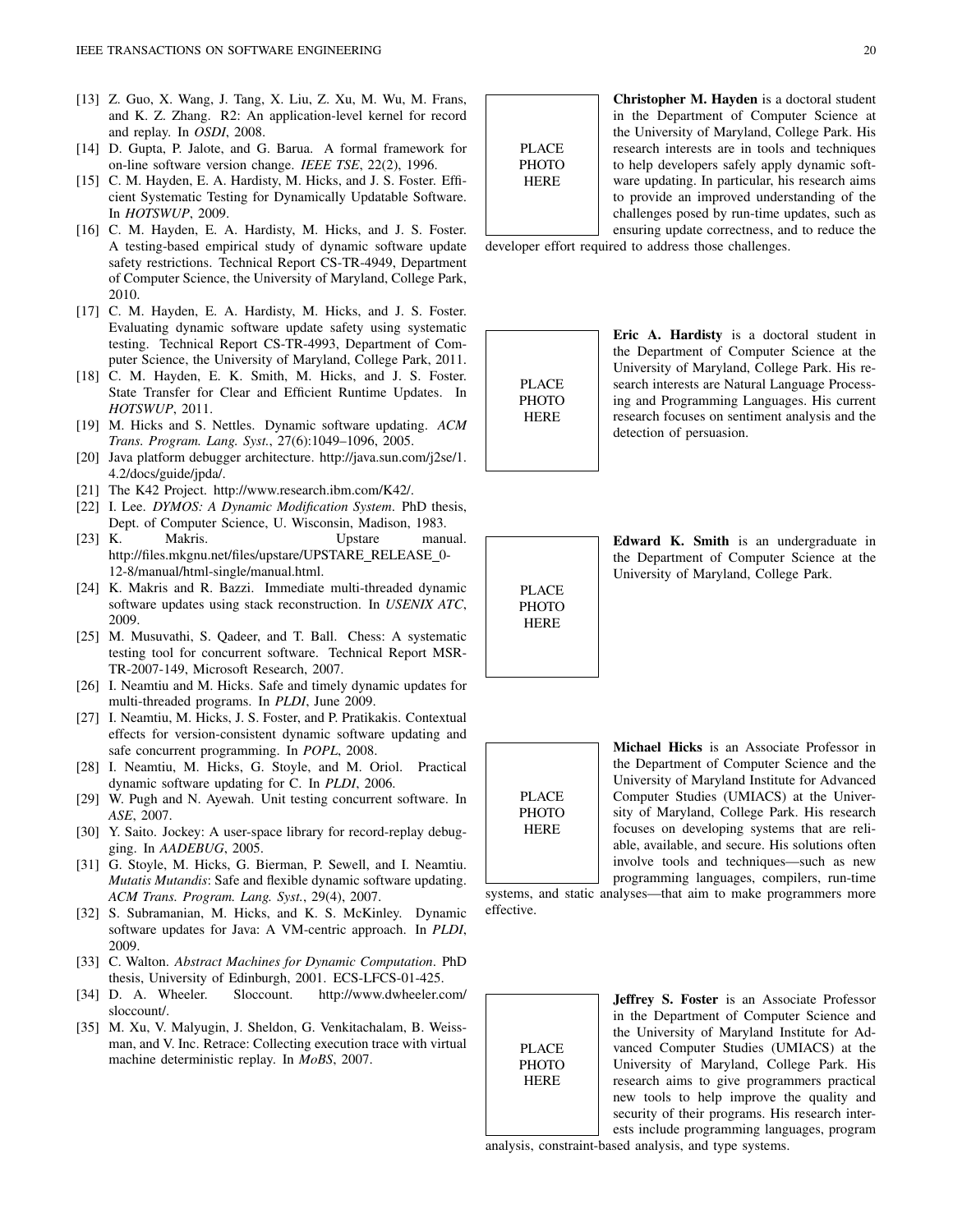[13] Z. Guo, X. Wang, J. Tang, X. Liu, Z. Xu, M. Wu, M. Frans, and K. Z. Zhang. R2: An application-level kernel for record and replay. In *OSDI*, 2008.

[14] D. Gupta, P. Jalote, and G. Barua. A formal framework for on-line software version change. *IEEE TSE*, 22(2), 1996.

[15] C. M. Hayden, E. A. Hardisty, M. Hicks, and J. S. Foster. Efficient Systematic Testing for Dynamically Updatable Software. In *HOTSWUP*, 2009.

[16] C. M. Hayden, E. A. Hardisty, M. Hicks, and J. S. Foster. A testing-based empirical study of dynamic software update safety restrictions. Technical Report CS-TR-4949, Department of Computer Science, the University of Maryland, College Park, 2010.

[17] C. M. Hayden, E. A. Hardisty, M. Hicks, and J. S. Foster. Evaluating dynamic software update safety using systematic testing. Technical Report CS-TR-4993, Department of Computer Science, the University of Maryland, College Park, 2011.

[18] C. M. Hayden, E. K. Smith, M. Hicks, and J. S. Foster. State Transfer for Clear and Efficient Runtime Updates. In *HOTSWUP*, 2011.

[19] M. Hicks and S. Nettles. Dynamic software updating. *ACM Trans. Program. Lang. Syst.*, 27(6):1049–1096, 2005.

[20] Java platform debugger architecture. http://java.sun.com/j2se/1.4.2/docs/guide/jpda/.

[21] The K42 Project. http://www.research.ibm.com/K42/.

[22] I. Lee. *DYMOS: A Dynamic Modification System*. PhD thesis, Dept. of Computer Science, U. Wisconsin, Madison, 1983.

[23] K. Makris. Upstare manual. http://files.mkgnu.net/files/upstare/UPSTARE_RELEASE_0-12-8/manual/html-single/manual.html.

[24] K. Makris and R. Bazzi. Immediate multi-threaded dynamic software updates using stack reconstruction. In *USENIX ATC*, 2009.

[25] M. Musuvathi, S. Qadeer, and T. Ball. Chess: A systematic testing tool for concurrent software. Technical Report MSR-TR-2007-149, Microsoft Research, 2007.

[26] I. Neamtiu and M. Hicks. Safe and timely dynamic updates for multi-threaded programs. In *PLDI*, June 2009.

[27] I. Neamtiu, M. Hicks, J. S. Foster, and P. Pratikakis. Contextual effects for version-consistent dynamic software updating and safe concurrent programming. In *POPL*, 2008.

[28] I. Neamtiu, M. Hicks, G. Stoyle, and M. Oriol. Practical dynamic software updating for C. In *PLDI*, 2006.

[29] W. Pugh and N. Ayewah. Unit testing concurrent software. In *ASE*, 2007.

[30] Y. Saito. Jockey: A user-space library for record-replay debugging. In *AADEBUG*, 2005.

[31] G. Stoyle, M. Hicks, G. Bierman, P. Sewell, and I. Neamtiu. *Mutatis Mutandis*: Safe and flexible dynamic software updating. *ACM Trans. Program. Lang. Syst.*, 29(4), 2007.

[32] S. Subramanian, M. Hicks, and K. S. McKinley. Dynamic software updates for Java: A VM-centric approach. In *PLDI*, 2009.

[33] C. Walton. *Abstract Machines for Dynamic Computation*. PhD thesis, University of Edinburgh, 2001. ECS-LFCS-01-425.

[34] D. A. Wheeler. Sloccount. http://www.dwheeler.com/sloccount/.

[35] M. Xu, V. Malyugin, J. Sheldon, G. Venkitachalam, B. Weissman, and V. Inc. Retrace: Collecting execution trace with virtual machine deterministic replay. In *MoBS*, 2007.

PLACE PHOTO HERE

**Christopher M. Hayden** is a doctoral student in the Department of Computer Science at the University of Maryland, College Park. His research interests are in tools and techniques to help developers safely apply dynamic software updating. In particular, his research aims to provide an improved understanding of the challenges posed by run-time updates, such as ensuring update correctness, and to reduce the developer effort required to address those challenges.

PLACE PHOTO HERE

**Eric A. Hardisty** is a doctoral student in the Department of Computer Science at the University of Maryland, College Park. His research interests are Natural Language Processing and Programming Languages. His current research focuses on sentiment analysis and the detection of persuasion.

PLACE PHOTO HERE

**Edward K. Smith** is an undergraduate in the Department of Computer Science at the University of Maryland, College Park.

PLACE PHOTO HERE

**Michael Hicks** is an Associate Professor in the Department of Computer Science and the University of Maryland Institute for Advanced Computer Studies (UMIACS) at the University of Maryland, College Park. His research focuses on developing systems that are reliable, available, and secure. His solutions often involve tools and techniques—such as new programming languages, compilers, run-time systems, and static analyses—that aim to make programmers more effective.

PLACE PHOTO HERE

**Jeffrey S. Foster** is an Associate Professor in the Department of Computer Science and the University of Maryland Institute for Advanced Computer Studies (UMIACS) at the University of Maryland, College Park. His research aims to give programmers practical new tools to help improve the quality and security of their programs. His research interests include programming languages, program analysis, constraint-based analysis, and type systems.